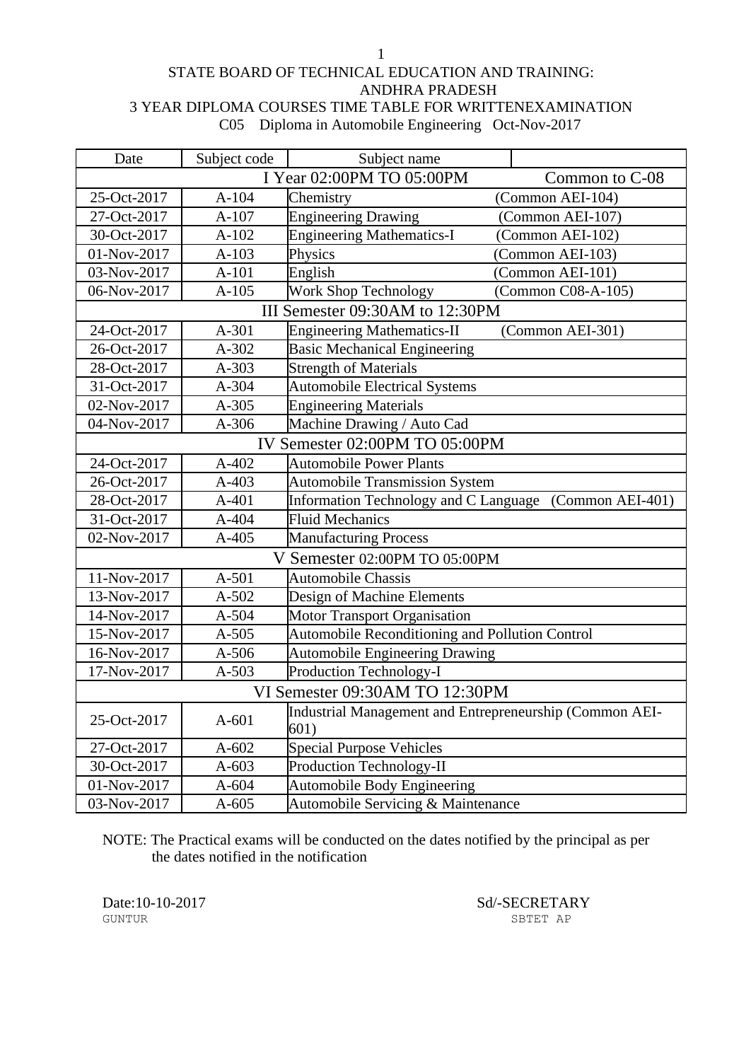STATE BOARD OF TECHNICAL EDUCATION AND TRAINING:
ANDHRA PRADESH
3 YEAR DIPLOMA COURSES TIME TABLE FOR WRITTENEXAMINATION
C05 Diploma in Automobile Engineering Oct-Nov-2017

| Date | Subject code | Subject name | |
|---|---|---|---|
| I Year 02:00PM TO 05:00PM | | | Common to C-08 |
| 25-Oct-2017 | A-104 | Chemistry | (Common AEI-104) |
| 27-Oct-2017 | A-107 | Engineering Drawing | (Common AEI-107) |
| 30-Oct-2017 | A-102 | Engineering Mathematics-I | (Common AEI-102) |
| 01-Nov-2017 | A-103 | Physics | (Common AEI-103) |
| 03-Nov-2017 | A-101 | English | (Common AEI-101) |
| 06-Nov-2017 | A-105 | Work Shop Technology | (Common C08-A-105) |
| III Semester 09:30AM to 12:30PM | | | |
| 24-Oct-2017 | A-301 | Engineering Mathematics-II | (Common AEI-301) |
| 26-Oct-2017 | A-302 | Basic Mechanical Engineering | |
| 28-Oct-2017 | A-303 | Strength of Materials | |
| 31-Oct-2017 | A-304 | Automobile Electrical Systems | |
| 02-Nov-2017 | A-305 | Engineering Materials | |
| 04-Nov-2017 | A-306 | Machine Drawing / Auto Cad | |
| IV Semester 02:00PM TO 05:00PM | | | |
| 24-Oct-2017 | A-402 | Automobile Power Plants | |
| 26-Oct-2017 | A-403 | Automobile Transmission System | |
| 28-Oct-2017 | A-401 | Information Technology and C Language (Common AEI-401) | |
| 31-Oct-2017 | A-404 | Fluid Mechanics | |
| 02-Nov-2017 | A-405 | Manufacturing Process | |
| V Semester 02:00PM TO 05:00PM | | | |
| 11-Nov-2017 | A-501 | Automobile Chassis | |
| 13-Nov-2017 | A-502 | Design of Machine Elements | |
| 14-Nov-2017 | A-504 | Motor Transport Organisation | |
| 15-Nov-2017 | A-505 | Automobile Reconditioning and Pollution Control | |
| 16-Nov-2017 | A-506 | Automobile Engineering Drawing | |
| 17-Nov-2017 | A-503 | Production Technology-I | |
| VI Semester 09:30AM TO 12:30PM | | | |
| 25-Oct-2017 | A-601 | Industrial Management and Entrepreneurship (Common AEI-601) | |
| 27-Oct-2017 | A-602 | Special Purpose Vehicles | |
| 30-Oct-2017 | A-603 | Production Technology-II | |
| 01-Nov-2017 | A-604 | Automobile Body Engineering | |
| 03-Nov-2017 | A-605 | Automobile Servicing & Maintenance | |

NOTE: The Practical exams will be conducted on the dates notified by the principal as per the dates notified in the notification

Date:10-10-2017
GUNTUR

Sd/-SECRETARY
SBTET AP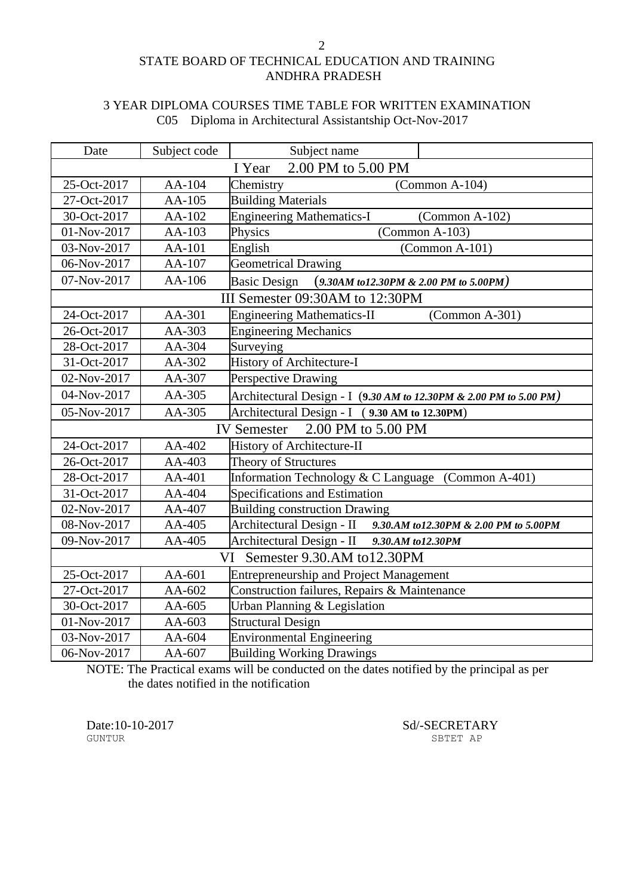## STATE BOARD OF TECHNICAL EDUCATION AND TRAINING
## ANDHRA PRADESH

### 3 YEAR DIPLOMA COURSES TIME TABLE FOR WRITTEN EXAMINATION
### C05 Diploma in Architectural Assistantship Oct-Nov-2017

| Date | Subject code | Subject name | |
|---|---|---|---|
| | | **I Year 2.00 PM to 5.00 PM** | |
| 25-Oct-2017 | AA-104 | Chemistry | (Common A-104) |
| 27-Oct-2017 | AA-105 | Building Materials | |
| 30-Oct-2017 | AA-102 | Engineering Mathematics-I | (Common A-102) |
| 01-Nov-2017 | AA-103 | Physics | (Common A-103) |
| 03-Nov-2017 | AA-101 | English | (Common A-101) |
| 06-Nov-2017 | AA-107 | Geometrical Drawing | |
| 07-Nov-2017 | AA-106 | Basic Design (***9.30AM to12.30PM & 2.00 PM to 5.00PM***) | |
| | | **III Semester 09:30AM to 12:30PM** | |
| 24-Oct-2017 | AA-301 | Engineering Mathematics-II | (Common A-301) |
| 26-Oct-2017 | AA-303 | Engineering Mechanics | |
| 28-Oct-2017 | AA-304 | Surveying | |
| 31-Oct-2017 | AA-302 | History of Architecture-I | |
| 02-Nov-2017 | AA-307 | Perspective Drawing | |
| 04-Nov-2017 | AA-305 | Architectural Design - I (***9.30 AM to 12.30PM & 2.00 PM to 5.00 PM***) | |
| 05-Nov-2017 | AA-305 | Architectural Design - I (**9.30 AM to 12.30PM**) | |
| | | **IV Semester 2.00 PM to 5.00 PM** | |
| 24-Oct-2017 | AA-402 | History of Architecture-II | |
| 26-Oct-2017 | AA-403 | Theory of Structures | |
| 28-Oct-2017 | AA-401 | Information Technology & C Language | (Common A-401) |
| 31-Oct-2017 | AA-404 | Specifications and Estimation | |
| 02-Nov-2017 | AA-407 | Building construction Drawing | |
| 08-Nov-2017 | AA-405 | Architectural Design - II ***9.30.AM to12.30PM & 2.00 PM to 5.00PM*** | |
| 09-Nov-2017 | AA-405 | Architectural Design - II ***9.30.AM to12.30PM*** | |
| | | **VI Semester 9.30.AM to12.30PM** | |
| 25-Oct-2017 | AA-601 | Entrepreneurship and Project Management | |
| 27-Oct-2017 | AA-602 | Construction failures, Repairs & Maintenance | |
| 30-Oct-2017 | AA-605 | Urban Planning & Legislation | |
| 01-Nov-2017 | AA-603 | Structural Design | |
| 03-Nov-2017 | AA-604 | Environmental Engineering | |
| 06-Nov-2017 | AA-607 | Building Working Drawings | |

NOTE: The Practical exams will be conducted on the dates notified by the principal as per the dates notified in the notification

Date:10-10-2017
GUNTUR

Sd/-SECRETARY
SBTET AP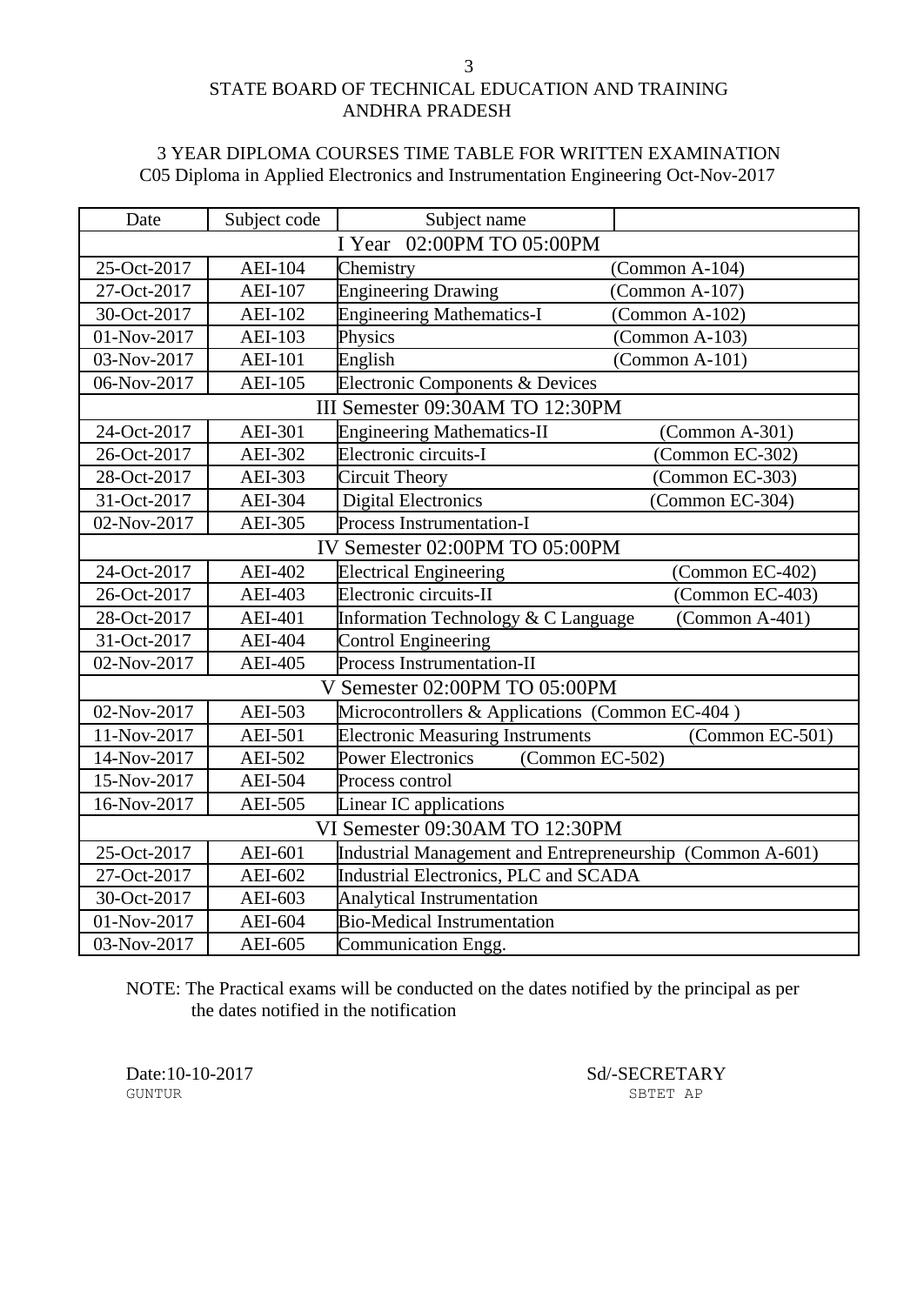STATE BOARD OF TECHNICAL EDUCATION AND TRAINING
ANDHRA PRADESH

3 YEAR DIPLOMA COURSES TIME TABLE FOR WRITTEN EXAMINATION
C05 Diploma in Applied Electronics and Instrumentation Engineering Oct-Nov-2017

| Date | Subject code | Subject name | |
|---|---|---|---|
| I Year 02:00PM TO 05:00PM | | | |
| 25-Oct-2017 | AEI-104 | Chemistry | (Common A-104) |
| 27-Oct-2017 | AEI-107 | Engineering Drawing | (Common A-107) |
| 30-Oct-2017 | AEI-102 | Engineering Mathematics-I | (Common A-102) |
| 01-Nov-2017 | AEI-103 | Physics | (Common A-103) |
| 03-Nov-2017 | AEI-101 | English | (Common A-101) |
| 06-Nov-2017 | AEI-105 | Electronic Components & Devices | |
| III Semester 09:30AM TO 12:30PM | | | |
| 24-Oct-2017 | AEI-301 | Engineering Mathematics-II | (Common A-301) |
| 26-Oct-2017 | AEI-302 | Electronic circuits-I | (Common EC-302) |
| 28-Oct-2017 | AEI-303 | Circuit Theory | (Common EC-303) |
| 31-Oct-2017 | AEI-304 | Digital Electronics | (Common EC-304) |
| 02-Nov-2017 | AEI-305 | Process Instrumentation-I | |
| IV Semester 02:00PM TO 05:00PM | | | |
| 24-Oct-2017 | AEI-402 | Electrical Engineering | (Common EC-402) |
| 26-Oct-2017 | AEI-403 | Electronic circuits-II | (Common EC-403) |
| 28-Oct-2017 | AEI-401 | Information Technology & C Language | (Common A-401) |
| 31-Oct-2017 | AEI-404 | Control Engineering | |
| 02-Nov-2017 | AEI-405 | Process Instrumentation-II | |
| V Semester 02:00PM TO 05:00PM | | | |
| 02-Nov-2017 | AEI-503 | Microcontrollers & Applications (Common EC-404 ) | |
| 11-Nov-2017 | AEI-501 | Electronic Measuring Instruments | (Common EC-501) |
| 14-Nov-2017 | AEI-502 | Power Electronics (Common EC-502) | |
| 15-Nov-2017 | AEI-504 | Process control | |
| 16-Nov-2017 | AEI-505 | Linear IC applications | |
| VI Semester 09:30AM TO 12:30PM | | | |
| 25-Oct-2017 | AEI-601 | Industrial Management and Entrepreneurship (Common A-601) | |
| 27-Oct-2017 | AEI-602 | Industrial Electronics, PLC and SCADA | |
| 30-Oct-2017 | AEI-603 | Analytical Instrumentation | |
| 01-Nov-2017 | AEI-604 | Bio-Medical Instrumentation | |
| 03-Nov-2017 | AEI-605 | Communication Engg. | |

NOTE: The Practical exams will be conducted on the dates notified by the principal as per the dates notified in the notification

Date:10-10-2017
GUNTUR

Sd/-SECRETARY
SBTET AP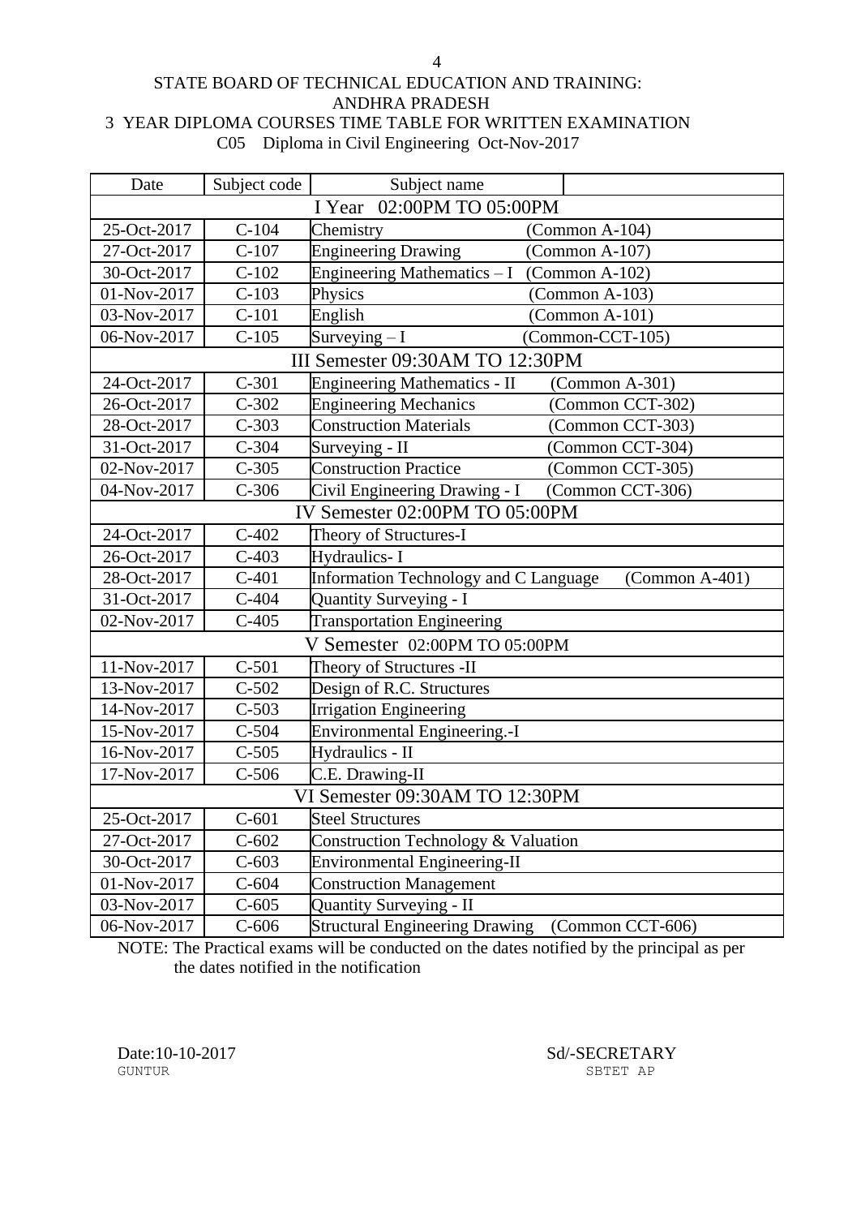STATE BOARD OF TECHNICAL EDUCATION AND TRAINING: ANDHRA PRADESH

3 YEAR DIPLOMA COURSES TIME TABLE FOR WRITTEN EXAMINATION

C05 Diploma in Civil Engineering Oct-Nov-2017

| Date | Subject code | Subject name | |
|---|---|---|---|
| I Year 02:00PM TO 05:00PM | | | |
| 25-Oct-2017 | C-104 | Chemistry | (Common A-104) |
| 27-Oct-2017 | C-107 | Engineering Drawing | (Common A-107) |
| 30-Oct-2017 | C-102 | Engineering Mathematics – I | (Common A-102) |
| 01-Nov-2017 | C-103 | Physics | (Common A-103) |
| 03-Nov-2017 | C-101 | English | (Common A-101) |
| 06-Nov-2017 | C-105 | Surveying – I | (Common-CCT-105) |
| III Semester 09:30AM TO 12:30PM | | | |
| 24-Oct-2017 | C-301 | Engineering Mathematics - II | (Common A-301) |
| 26-Oct-2017 | C-302 | Engineering Mechanics | (Common CCT-302) |
| 28-Oct-2017 | C-303 | Construction Materials | (Common CCT-303) |
| 31-Oct-2017 | C-304 | Surveying - II | (Common CCT-304) |
| 02-Nov-2017 | C-305 | Construction Practice | (Common CCT-305) |
| 04-Nov-2017 | C-306 | Civil Engineering Drawing - I | (Common CCT-306) |
| IV Semester 02:00PM TO 05:00PM | | | |
| 24-Oct-2017 | C-402 | Theory of Structures-I | |
| 26-Oct-2017 | C-403 | Hydraulics- I | |
| 28-Oct-2017 | C-401 | Information Technology and C Language | (Common A-401) |
| 31-Oct-2017 | C-404 | Quantity Surveying - I | |
| 02-Nov-2017 | C-405 | Transportation Engineering | |
| V Semester 02:00PM TO 05:00PM | | | |
| 11-Nov-2017 | C-501 | Theory of Structures -II | |
| 13-Nov-2017 | C-502 | Design of R.C. Structures | |
| 14-Nov-2017 | C-503 | Irrigation Engineering | |
| 15-Nov-2017 | C-504 | Environmental Engineering.-I | |
| 16-Nov-2017 | C-505 | Hydraulics - II | |
| 17-Nov-2017 | C-506 | C.E. Drawing-II | |
| VI Semester 09:30AM TO 12:30PM | | | |
| 25-Oct-2017 | C-601 | Steel Structures | |
| 27-Oct-2017 | C-602 | Construction Technology & Valuation | |
| 30-Oct-2017 | C-603 | Environmental Engineering-II | |
| 01-Nov-2017 | C-604 | Construction Management | |
| 03-Nov-2017 | C-605 | Quantity Surveying - II | |
| 06-Nov-2017 | C-606 | Structural Engineering Drawing | (Common CCT-606) |

NOTE: The Practical exams will be conducted on the dates notified by the principal as per the dates notified in the notification

Date:10-10-2017
GUNTUR

Sd/-SECRETARY
SBTET AP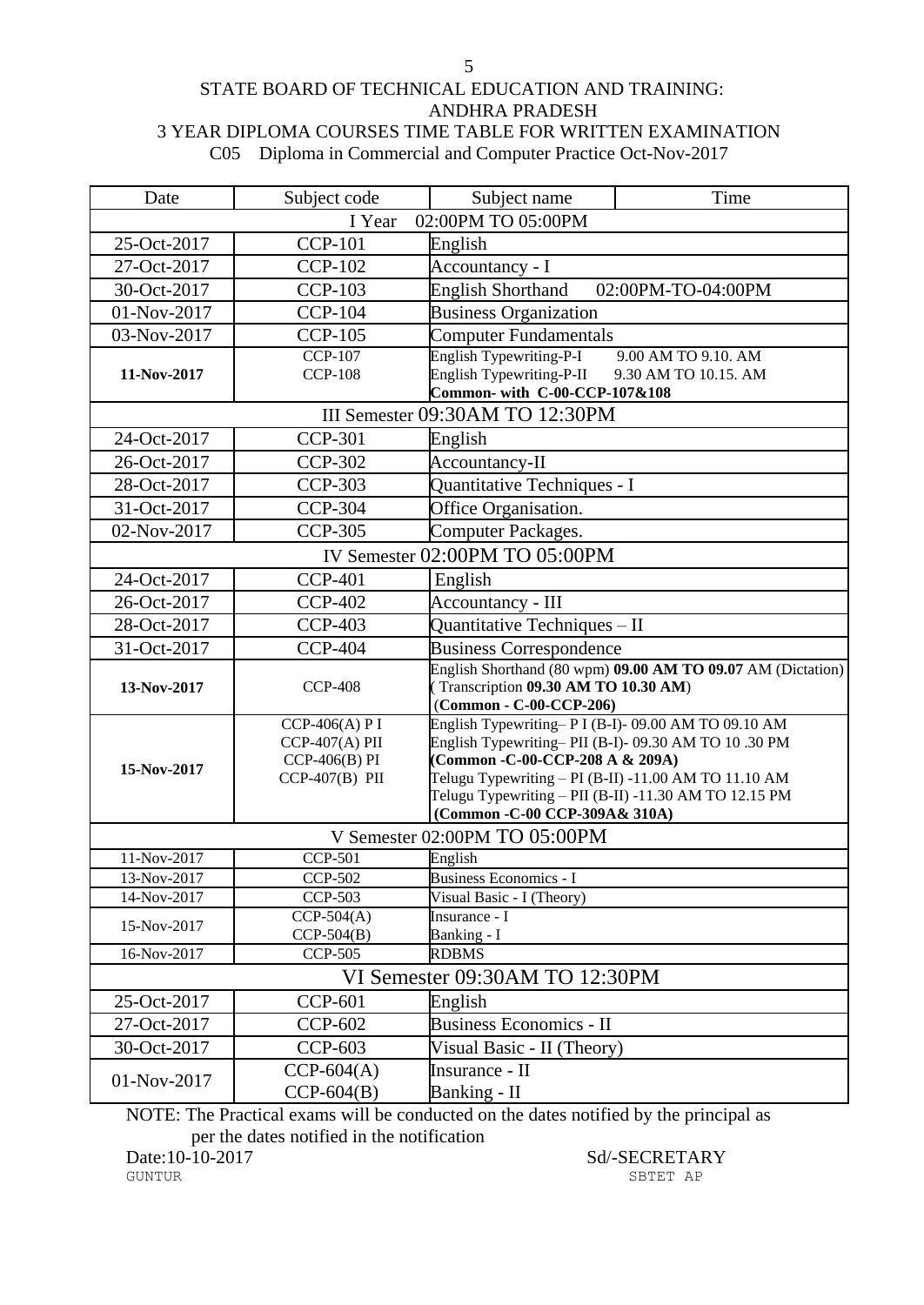STATE BOARD OF TECHNICAL EDUCATION AND TRAINING: ANDHRA PRADESH

3 YEAR DIPLOMA COURSES TIME TABLE FOR WRITTEN EXAMINATION

C05 Diploma in Commercial and Computer Practice Oct-Nov-2017

| Date | Subject code | Subject name | Time |
|---|---|---|---|
| I Year 02:00PM TO 05:00PM | | | |
| 25-Oct-2017 | CCP-101 | English | |
| 27-Oct-2017 | CCP-102 | Accountancy - I | |
| 30-Oct-2017 | CCP-103 | English Shorthand | 02:00PM-TO-04:00PM |
| 01-Nov-2017 | CCP-104 | Business Organization | |
| 03-Nov-2017 | CCP-105 | Computer Fundamentals | |
| **11-Nov-2017** | CCP-107<br>CCP-108 | English Typewriting-P-I<br>English Typewriting-P-II<br>**Common- with C-00-CCP-107&108** | 9.00 AM TO 9.10. AM<br>9.30 AM TO 10.15. AM |
| III Semester 09:30AM TO 12:30PM | | | |
| 24-Oct-2017 | CCP-301 | English | |
| 26-Oct-2017 | CCP-302 | Accountancy-II | |
| 28-Oct-2017 | CCP-303 | Quantitative Techniques - I | |
| 31-Oct-2017 | CCP-304 | Office Organisation. | |
| 02-Nov-2017 | CCP-305 | Computer Packages. | |
| IV Semester 02:00PM TO 05:00PM | | | |
| 24-Oct-2017 | CCP-401 | English | |
| 26-Oct-2017 | CCP-402 | Accountancy - III | |
| 28-Oct-2017 | CCP-403 | Quantitative Techniques – II | |
| 31-Oct-2017 | CCP-404 | Business Correspondence | |
| **13-Nov-2017** | CCP-408 | English Shorthand (80 wpm) **09.00 AM TO 09.07** AM (Dictation) ( Transcription **09.30 AM TO 10.30 AM**) (**Common - C-00-CCP-206**) | |
| **15-Nov-2017** | CCP-406(A) P I<br>CCP-407(A) PII<br>CCP-406(B) PI<br>CCP-407(B) PII | English Typewriting– P I (B-I)- 09.00 AM TO 09.10 AM<br>English Typewriting– PII (B-I)- 09.30 AM TO 10 .30 PM<br>**(Common -C-00-CCP-208 A & 209A)**<br>Telugu Typewriting – PI (B-II) -11.00 AM TO 11.10 AM<br>Telugu Typewriting – PII (B-II) -11.30 AM TO 12.15 PM<br>**(Common -C-00 CCP-309A& 310A)** | |
| V Semester 02:00PM TO 05:00PM | | | |
| 11-Nov-2017 | CCP-501 | English | |
| 13-Nov-2017 | CCP-502 | Business Economics - I | |
| 14-Nov-2017 | CCP-503 | Visual Basic - I (Theory) | |
| 15-Nov-2017 | CCP-504(A)<br>CCP-504(B) | Insurance - I<br>Banking - I | |
| 16-Nov-2017 | CCP-505 | RDBMS | |
| VI Semester 09:30AM TO 12:30PM | | | |
| 25-Oct-2017 | CCP-601 | English | |
| 27-Oct-2017 | CCP-602 | Business Economics - II | |
| 30-Oct-2017 | CCP-603 | Visual Basic - II (Theory) | |
| 01-Nov-2017 | CCP-604(A)<br>CCP-604(B) | Insurance - II<br>Banking - II | |

NOTE: The Practical exams will be conducted on the dates notified by the principal as per the dates notified in the notification

Date:10-10-2017
GUNTUR

Sd/-SECRETARY
SBTET AP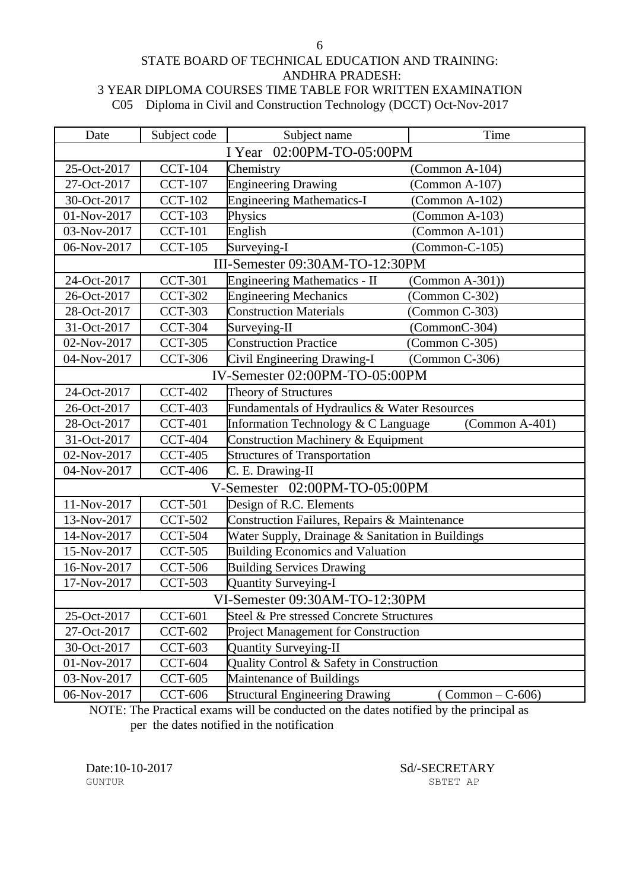STATE BOARD OF TECHNICAL EDUCATION AND TRAINING:
ANDHRA PRADESH:
3 YEAR DIPLOMA COURSES TIME TABLE FOR WRITTEN EXAMINATION
C05 Diploma in Civil and Construction Technology (DCCT) Oct-Nov-2017

| Date | Subject code | Subject name | Time |
|---|---|---|---|
| I Year 02:00PM-TO-05:00PM | | | |
| 25-Oct-2017 | CCT-104 | Chemistry | (Common A-104) |
| 27-Oct-2017 | CCT-107 | Engineering Drawing | (Common A-107) |
| 30-Oct-2017 | CCT-102 | Engineering Mathematics-I | (Common A-102) |
| 01-Nov-2017 | CCT-103 | Physics | (Common A-103) |
| 03-Nov-2017 | CCT-101 | English | (Common A-101) |
| 06-Nov-2017 | CCT-105 | Surveying-I | (Common-C-105) |
| III-Semester 09:30AM-TO-12:30PM | | | |
| 24-Oct-2017 | CCT-301 | Engineering Mathematics - II | (Common A-301)) |
| 26-Oct-2017 | CCT-302 | Engineering Mechanics | (Common C-302) |
| 28-Oct-2017 | CCT-303 | Construction Materials | (Common C-303) |
| 31-Oct-2017 | CCT-304 | Surveying-II | (CommonC-304) |
| 02-Nov-2017 | CCT-305 | Construction Practice | (Common C-305) |
| 04-Nov-2017 | CCT-306 | Civil Engineering Drawing-I | (Common C-306) |
| IV-Semester 02:00PM-TO-05:00PM | | | |
| 24-Oct-2017 | CCT-402 | Theory of Structures | |
| 26-Oct-2017 | CCT-403 | Fundamentals of Hydraulics & Water Resources | |
| 28-Oct-2017 | CCT-401 | Information Technology & C Language | (Common A-401) |
| 31-Oct-2017 | CCT-404 | Construction Machinery & Equipment | |
| 02-Nov-2017 | CCT-405 | Structures of Transportation | |
| 04-Nov-2017 | CCT-406 | C. E. Drawing-II | |
| V-Semester 02:00PM-TO-05:00PM | | | |
| 11-Nov-2017 | CCT-501 | Design of R.C. Elements | |
| 13-Nov-2017 | CCT-502 | Construction Failures, Repairs & Maintenance | |
| 14-Nov-2017 | CCT-504 | Water Supply, Drainage & Sanitation in Buildings | |
| 15-Nov-2017 | CCT-505 | Building Economics and Valuation | |
| 16-Nov-2017 | CCT-506 | Building Services Drawing | |
| 17-Nov-2017 | CCT-503 | Quantity Surveying-I | |
| VI-Semester 09:30AM-TO-12:30PM | | | |
| 25-Oct-2017 | CCT-601 | Steel & Pre stressed Concrete Structures | |
| 27-Oct-2017 | CCT-602 | Project Management for Construction | |
| 30-Oct-2017 | CCT-603 | Quantity Surveying-II | |
| 01-Nov-2017 | CCT-604 | Quality Control & Safety in Construction | |
| 03-Nov-2017 | CCT-605 | Maintenance of Buildings | |
| 06-Nov-2017 | CCT-606 | Structural Engineering Drawing | ( Common – C-606) |

NOTE: The Practical exams will be conducted on the dates notified by the principal as per the dates notified in the notification

Date:10-10-2017
GUNTUR

Sd/-SECRETARY
SBTET AP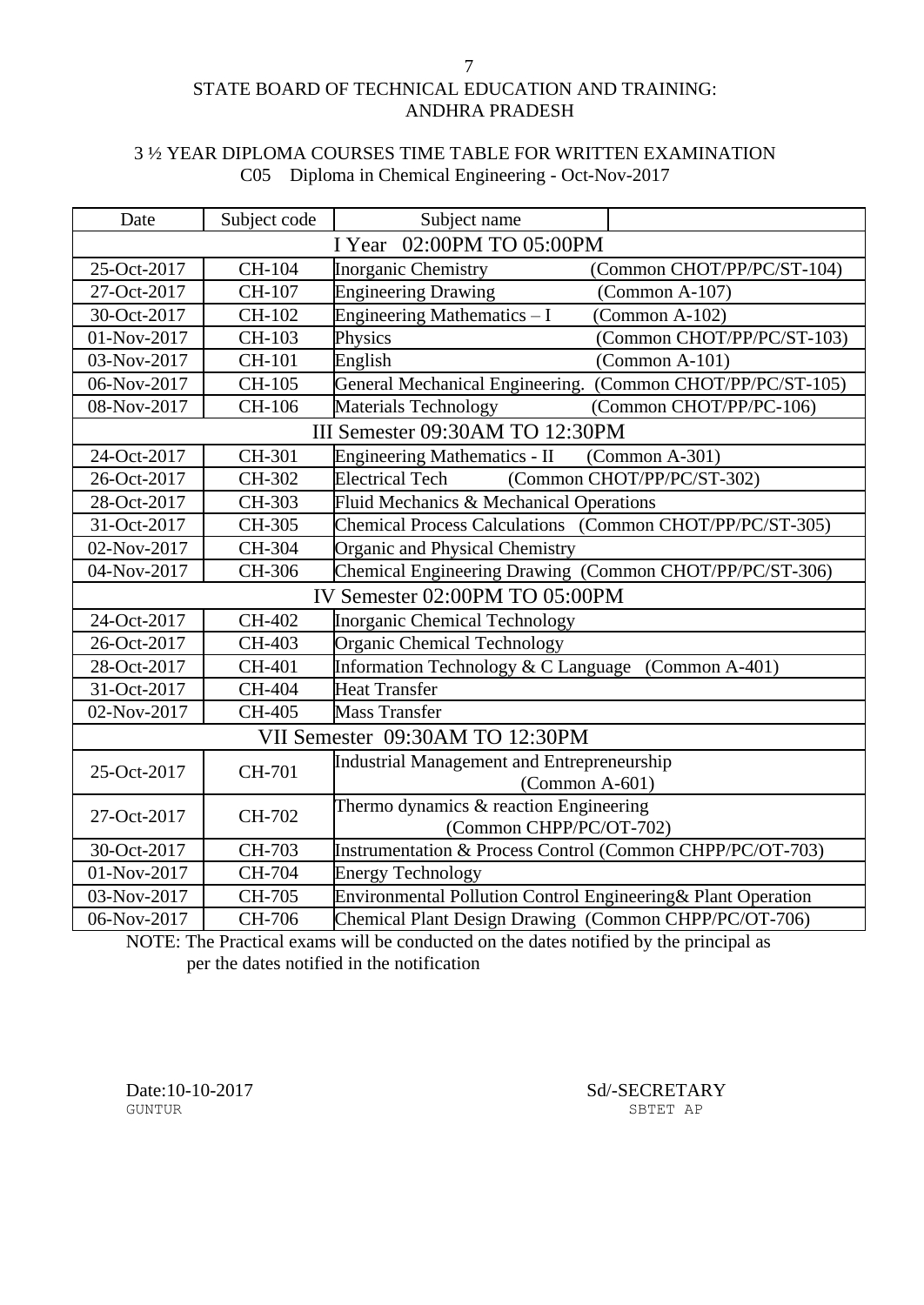STATE BOARD OF TECHNICAL EDUCATION AND TRAINING:
ANDHRA PRADESH

3 ½ YEAR DIPLOMA COURSES TIME TABLE FOR WRITTEN EXAMINATION
C05 Diploma in Chemical Engineering - Oct-Nov-2017

| Date | Subject code | Subject name | |
|---|---|---|---|
| I Year 02:00PM TO 05:00PM | | | |
| 25-Oct-2017 | CH-104 | Inorganic Chemistry | (Common CHOT/PP/PC/ST-104) |
| 27-Oct-2017 | CH-107 | Engineering Drawing | (Common A-107) |
| 30-Oct-2017 | CH-102 | Engineering Mathematics – I | (Common A-102) |
| 01-Nov-2017 | CH-103 | Physics | (Common CHOT/PP/PC/ST-103) |
| 03-Nov-2017 | CH-101 | English | (Common A-101) |
| 06-Nov-2017 | CH-105 | General Mechanical Engineering. | (Common CHOT/PP/PC/ST-105) |
| 08-Nov-2017 | CH-106 | Materials Technology | (Common CHOT/PP/PC-106) |
| III Semester 09:30AM TO 12:30PM | | | |
| 24-Oct-2017 | CH-301 | Engineering Mathematics - II | (Common A-301) |
| 26-Oct-2017 | CH-302 | Electrical Tech | (Common CHOT/PP/PC/ST-302) |
| 28-Oct-2017 | CH-303 | Fluid Mechanics & Mechanical Operations | |
| 31-Oct-2017 | CH-305 | Chemical Process Calculations | (Common CHOT/PP/PC/ST-305) |
| 02-Nov-2017 | CH-304 | Organic and Physical Chemistry | |
| 04-Nov-2017 | CH-306 | Chemical Engineering Drawing | (Common CHOT/PP/PC/ST-306) |
| IV Semester 02:00PM TO 05:00PM | | | |
| 24-Oct-2017 | CH-402 | Inorganic Chemical Technology | |
| 26-Oct-2017 | CH-403 | Organic Chemical Technology | |
| 28-Oct-2017 | CH-401 | Information Technology & C Language | (Common A-401) |
| 31-Oct-2017 | CH-404 | Heat Transfer | |
| 02-Nov-2017 | CH-405 | Mass Transfer | |
| VII Semester 09:30AM TO 12:30PM | | | |
| 25-Oct-2017 | CH-701 | Industrial Management and Entrepreneurship | (Common A-601) |
| 27-Oct-2017 | CH-702 | Thermo dynamics & reaction Engineering | (Common CHPP/PC/OT-702) |
| 30-Oct-2017 | CH-703 | Instrumentation & Process Control | (Common CHPP/PC/OT-703) |
| 01-Nov-2017 | CH-704 | Energy Technology | |
| 03-Nov-2017 | CH-705 | Environmental Pollution Control Engineering& Plant Operation | |
| 06-Nov-2017 | CH-706 | Chemical Plant Design Drawing | (Common CHPP/PC/OT-706) |

NOTE: The Practical exams will be conducted on the dates notified by the principal as per the dates notified in the notification

Date:10-10-2017
GUNTUR

Sd/-SECRETARY
SBTET AP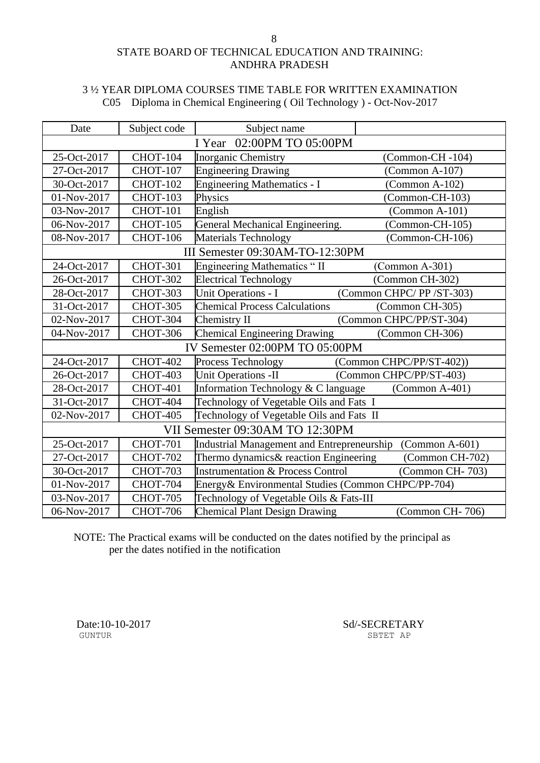STATE BOARD OF TECHNICAL EDUCATION AND TRAINING: ANDHRA PRADESH

3 ½ YEAR DIPLOMA COURSES TIME TABLE FOR WRITTEN EXAMINATION
C05 Diploma in Chemical Engineering ( Oil Technology ) - Oct-Nov-2017

| Date | Subject code | Subject name | |
|---|---|---|---|
| I Year 02:00PM TO 05:00PM | | | |
| 25-Oct-2017 | CHOT-104 | Inorganic Chemistry | (Common-CH -104) |
| 27-Oct-2017 | CHOT-107 | Engineering Drawing | (Common A-107) |
| 30-Oct-2017 | CHOT-102 | Engineering Mathematics - I | (Common A-102) |
| 01-Nov-2017 | CHOT-103 | Physics | (Common-CH-103) |
| 03-Nov-2017 | CHOT-101 | English | (Common A-101) |
| 06-Nov-2017 | CHOT-105 | General Mechanical Engineering. | (Common-CH-105) |
| 08-Nov-2017 | CHOT-106 | Materials Technology | (Common-CH-106) |
| III Semester 09:30AM-TO-12:30PM | | | |
| 24-Oct-2017 | CHOT-301 | Engineering Mathematics " II | (Common A-301) |
| 26-Oct-2017 | CHOT-302 | Electrical Technology | (Common CH-302) |
| 28-Oct-2017 | CHOT-303 | Unit Operations - I | (Common CHPC/ PP /ST-303) |
| 31-Oct-2017 | CHOT-305 | Chemical Process Calculations | (Common CH-305) |
| 02-Nov-2017 | CHOT-304 | Chemistry II | (Common CHPC/PP/ST-304) |
| 04-Nov-2017 | CHOT-306 | Chemical Engineering Drawing | (Common CH-306) |
| IV Semester 02:00PM TO 05:00PM | | | |
| 24-Oct-2017 | CHOT-402 | Process Technology | (Common CHPC/PP/ST-402)) |
| 26-Oct-2017 | CHOT-403 | Unit Operations -II | (Common CHPC/PP/ST-403) |
| 28-Oct-2017 | CHOT-401 | Information Technology & C language | (Common A-401) |
| 31-Oct-2017 | CHOT-404 | Technology of Vegetable Oils and Fats I | |
| 02-Nov-2017 | CHOT-405 | Technology of Vegetable Oils and Fats II | |
| VII Semester 09:30AM TO 12:30PM | | | |
| 25-Oct-2017 | CHOT-701 | Industrial Management and Entrepreneurship | (Common A-601) |
| 27-Oct-2017 | CHOT-702 | Thermo dynamics& reaction Engineering | (Common CH-702) |
| 30-Oct-2017 | CHOT-703 | Instrumentation & Process Control | (Common CH- 703) |
| 01-Nov-2017 | CHOT-704 | Energy& Environmental Studies (Common CHPC/PP-704) | |
| 03-Nov-2017 | CHOT-705 | Technology of Vegetable Oils & Fats-III | |
| 06-Nov-2017 | CHOT-706 | Chemical Plant Design Drawing | (Common CH- 706) |

NOTE: The Practical exams will be conducted on the dates notified by the principal as per the dates notified in the notification

Date:10-10-2017
GUNTUR

Sd/-SECRETARY
SBTET AP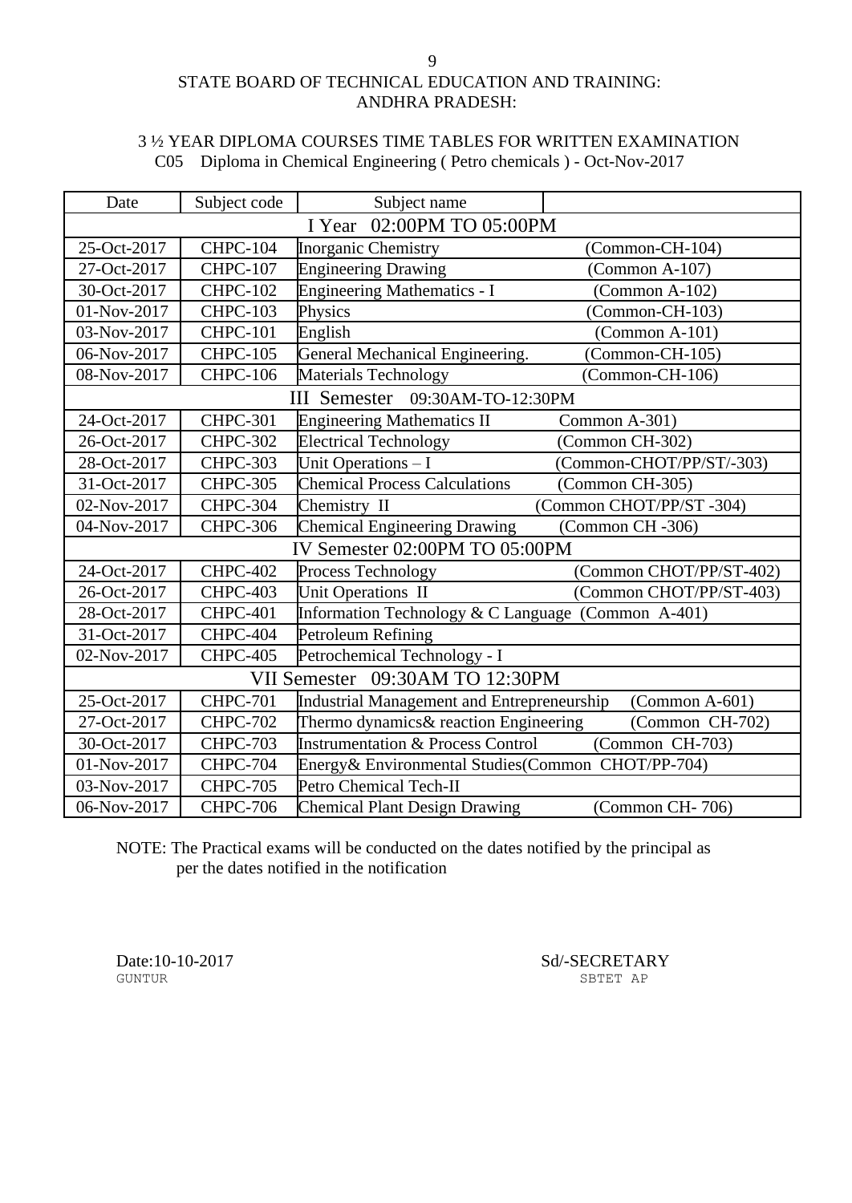# STATE BOARD OF TECHNICAL EDUCATION AND TRAINING: ANDHRA PRADESH:

## 3 ½ YEAR DIPLOMA COURSES TIME TABLES FOR WRITTEN EXAMINATION

### C05 Diploma in Chemical Engineering ( Petro chemicals ) - Oct-Nov-2017

| Date | Subject code | Subject name | |
|---|---|---|---|
| I Year 02:00PM TO 05:00PM | | | |
| 25-Oct-2017 | CHPC-104 | Inorganic Chemistry | (Common-CH-104) |
| 27-Oct-2017 | CHPC-107 | Engineering Drawing | (Common A-107) |
| 30-Oct-2017 | CHPC-102 | Engineering Mathematics - I | (Common A-102) |
| 01-Nov-2017 | CHPC-103 | Physics | (Common-CH-103) |
| 03-Nov-2017 | CHPC-101 | English | (Common A-101) |
| 06-Nov-2017 | CHPC-105 | General Mechanical Engineering. | (Common-CH-105) |
| 08-Nov-2017 | CHPC-106 | Materials Technology | (Common-CH-106) |
| III Semester 09:30AM-TO-12:30PM | | | |
| 24-Oct-2017 | CHPC-301 | Engineering Mathematics II | Common A-301) |
| 26-Oct-2017 | CHPC-302 | Electrical Technology | (Common CH-302) |
| 28-Oct-2017 | CHPC-303 | Unit Operations – I | (Common-CHOT/PP/ST/-303) |
| 31-Oct-2017 | CHPC-305 | Chemical Process Calculations | (Common CH-305) |
| 02-Nov-2017 | CHPC-304 | Chemistry II | (Common CHOT/PP/ST -304) |
| 04-Nov-2017 | CHPC-306 | Chemical Engineering Drawing | (Common CH -306) |
| IV Semester 02:00PM TO 05:00PM | | | |
| 24-Oct-2017 | CHPC-402 | Process Technology | (Common CHOT/PP/ST-402) |
| 26-Oct-2017 | CHPC-403 | Unit Operations II | (Common CHOT/PP/ST-403) |
| 28-Oct-2017 | CHPC-401 | Information Technology & C Language (Common A-401) | |
| 31-Oct-2017 | CHPC-404 | Petroleum Refining | |
| 02-Nov-2017 | CHPC-405 | Petrochemical Technology - I | |
| VII Semester 09:30AM TO 12:30PM | | | |
| 25-Oct-2017 | CHPC-701 | Industrial Management and Entrepreneurship | (Common A-601) |
| 27-Oct-2017 | CHPC-702 | Thermo dynamics& reaction Engineering | (Common CH-702) |
| 30-Oct-2017 | CHPC-703 | Instrumentation & Process Control | (Common CH-703) |
| 01-Nov-2017 | CHPC-704 | Energy& Environmental Studies(Common CHOT/PP-704) | |
| 03-Nov-2017 | CHPC-705 | Petro Chemical Tech-II | |
| 06-Nov-2017 | CHPC-706 | Chemical Plant Design Drawing | (Common CH- 706) |

NOTE: The Practical exams will be conducted on the dates notified by the principal as per the dates notified in the notification

Date:10-10-2017
GUNTUR

Sd/-SECRETARY
SBTET AP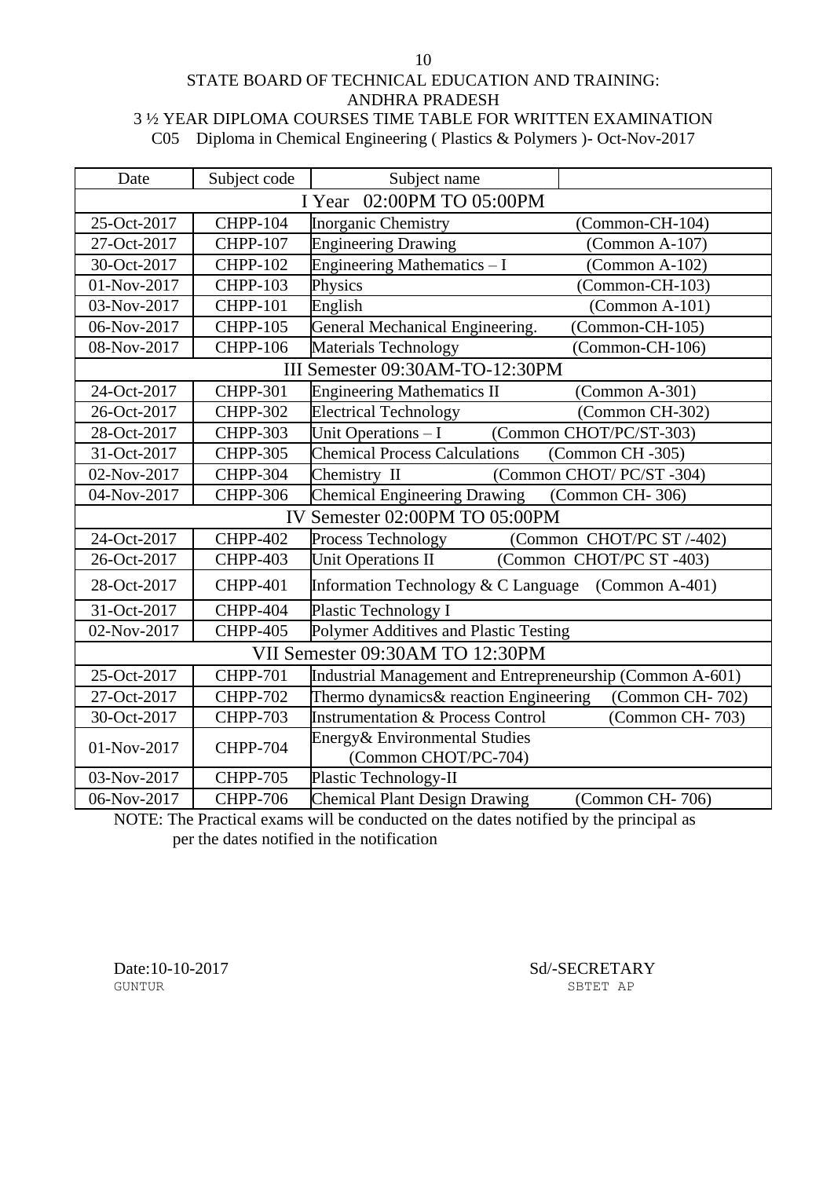STATE BOARD OF TECHNICAL EDUCATION AND TRAINING:
ANDHRA PRADESH
3 ½ YEAR DIPLOMA COURSES TIME TABLE FOR WRITTEN EXAMINATION
C05 Diploma in Chemical Engineering ( Plastics & Polymers )- Oct-Nov-2017

| Date | Subject code | Subject name | |
|---|---|---|---|
| I Year 02:00PM TO 05:00PM | | | |
| 25-Oct-2017 | CHPP-104 | Inorganic Chemistry | (Common-CH-104) |
| 27-Oct-2017 | CHPP-107 | Engineering Drawing | (Common A-107) |
| 30-Oct-2017 | CHPP-102 | Engineering Mathematics – I | (Common A-102) |
| 01-Nov-2017 | CHPP-103 | Physics | (Common-CH-103) |
| 03-Nov-2017 | CHPP-101 | English | (Common A-101) |
| 06-Nov-2017 | CHPP-105 | General Mechanical Engineering. | (Common-CH-105) |
| 08-Nov-2017 | CHPP-106 | Materials Technology | (Common-CH-106) |
| III Semester 09:30AM-TO-12:30PM | | | |
| 24-Oct-2017 | CHPP-301 | Engineering Mathematics II | (Common A-301) |
| 26-Oct-2017 | CHPP-302 | Electrical Technology | (Common CH-302) |
| 28-Oct-2017 | CHPP-303 | Unit Operations – I | (Common CHOT/PC/ST-303) |
| 31-Oct-2017 | CHPP-305 | Chemical Process Calculations | (Common CH -305) |
| 02-Nov-2017 | CHPP-304 | Chemistry II | (Common CHOT/ PC/ST -304) |
| 04-Nov-2017 | CHPP-306 | Chemical Engineering Drawing | (Common CH- 306) |
| IV Semester 02:00PM TO 05:00PM | | | |
| 24-Oct-2017 | CHPP-402 | Process Technology | (Common CHOT/PC ST /-402) |
| 26-Oct-2017 | CHPP-403 | Unit Operations II | (Common CHOT/PC ST -403) |
| 28-Oct-2017 | CHPP-401 | Information Technology & C Language | (Common A-401) |
| 31-Oct-2017 | CHPP-404 | Plastic Technology I | |
| 02-Nov-2017 | CHPP-405 | Polymer Additives and Plastic Testing | |
| VII Semester 09:30AM TO 12:30PM | | | |
| 25-Oct-2017 | CHPP-701 | Industrial Management and Entrepreneurship (Common A-601) | |
| 27-Oct-2017 | CHPP-702 | Thermo dynamics& reaction Engineering | (Common CH- 702) |
| 30-Oct-2017 | CHPP-703 | Instrumentation & Process Control | (Common CH- 703) |
| 01-Nov-2017 | CHPP-704 | Energy& Environmental Studies (Common CHOT/PC-704) | |
| 03-Nov-2017 | CHPP-705 | Plastic Technology-II | |
| 06-Nov-2017 | CHPP-706 | Chemical Plant Design Drawing | (Common CH- 706) |

NOTE: The Practical exams will be conducted on the dates notified by the principal as per the dates notified in the notification

Date:10-10-2017
GUNTUR

Sd/-SECRETARY
SBTET AP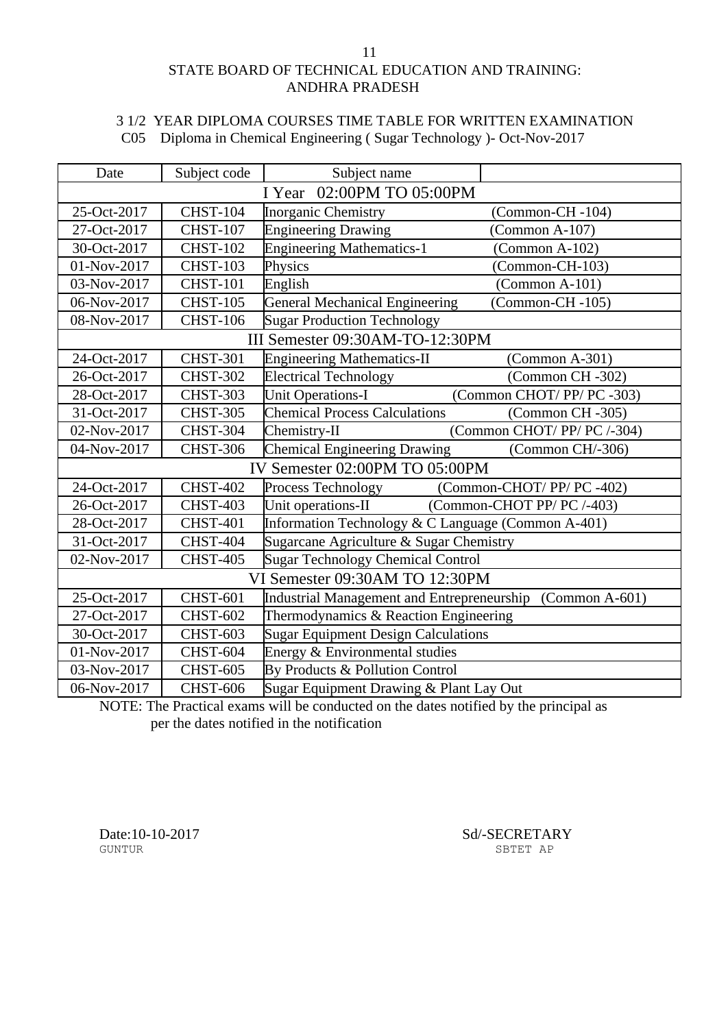STATE BOARD OF TECHNICAL EDUCATION AND TRAINING:
ANDHRA PRADESH

3 1/2 YEAR DIPLOMA COURSES TIME TABLE FOR WRITTEN EXAMINATION
C05 Diploma in Chemical Engineering ( Sugar Technology )- Oct-Nov-2017

| Date | Subject code | Subject name | |
|---|---|---|---|
| I Year 02:00PM TO 05:00PM | | | |
| 25-Oct-2017 | CHST-104 | Inorganic Chemistry | (Common-CH -104) |
| 27-Oct-2017 | CHST-107 | Engineering Drawing | (Common A-107) |
| 30-Oct-2017 | CHST-102 | Engineering Mathematics-1 | (Common A-102) |
| 01-Nov-2017 | CHST-103 | Physics | (Common-CH-103) |
| 03-Nov-2017 | CHST-101 | English | (Common A-101) |
| 06-Nov-2017 | CHST-105 | General Mechanical Engineering | (Common-CH -105) |
| 08-Nov-2017 | CHST-106 | Sugar Production Technology | |
| III Semester 09:30AM-TO-12:30PM | | | |
| 24-Oct-2017 | CHST-301 | Engineering Mathematics-II | (Common A-301) |
| 26-Oct-2017 | CHST-302 | Electrical Technology | (Common CH -302) |
| 28-Oct-2017 | CHST-303 | Unit Operations-I | (Common CHOT/ PP/ PC -303) |
| 31-Oct-2017 | CHST-305 | Chemical Process Calculations | (Common CH -305) |
| 02-Nov-2017 | CHST-304 | Chemistry-II | (Common CHOT/ PP/ PC /-304) |
| 04-Nov-2017 | CHST-306 | Chemical Engineering Drawing | (Common CH/-306) |
| IV Semester 02:00PM TO 05:00PM | | | |
| 24-Oct-2017 | CHST-402 | Process Technology | (Common-CHOT/ PP/ PC -402) |
| 26-Oct-2017 | CHST-403 | Unit operations-II | (Common-CHOT PP/ PC /-403) |
| 28-Oct-2017 | CHST-401 | Information Technology & C Language (Common A-401) | |
| 31-Oct-2017 | CHST-404 | Sugarcane Agriculture & Sugar Chemistry | |
| 02-Nov-2017 | CHST-405 | Sugar Technology Chemical Control | |
| VI Semester 09:30AM TO 12:30PM | | | |
| 25-Oct-2017 | CHST-601 | Industrial Management and Entrepreneurship (Common A-601) | |
| 27-Oct-2017 | CHST-602 | Thermodynamics & Reaction Engineering | |
| 30-Oct-2017 | CHST-603 | Sugar Equipment Design Calculations | |
| 01-Nov-2017 | CHST-604 | Energy & Environmental studies | |
| 03-Nov-2017 | CHST-605 | By Products & Pollution Control | |
| 06-Nov-2017 | CHST-606 | Sugar Equipment Drawing & Plant Lay Out | |

NOTE: The Practical exams will be conducted on the dates notified by the principal as per the dates notified in the notification

Date:10-10-2017
GUNTUR

Sd/-SECRETARY
SBTET AP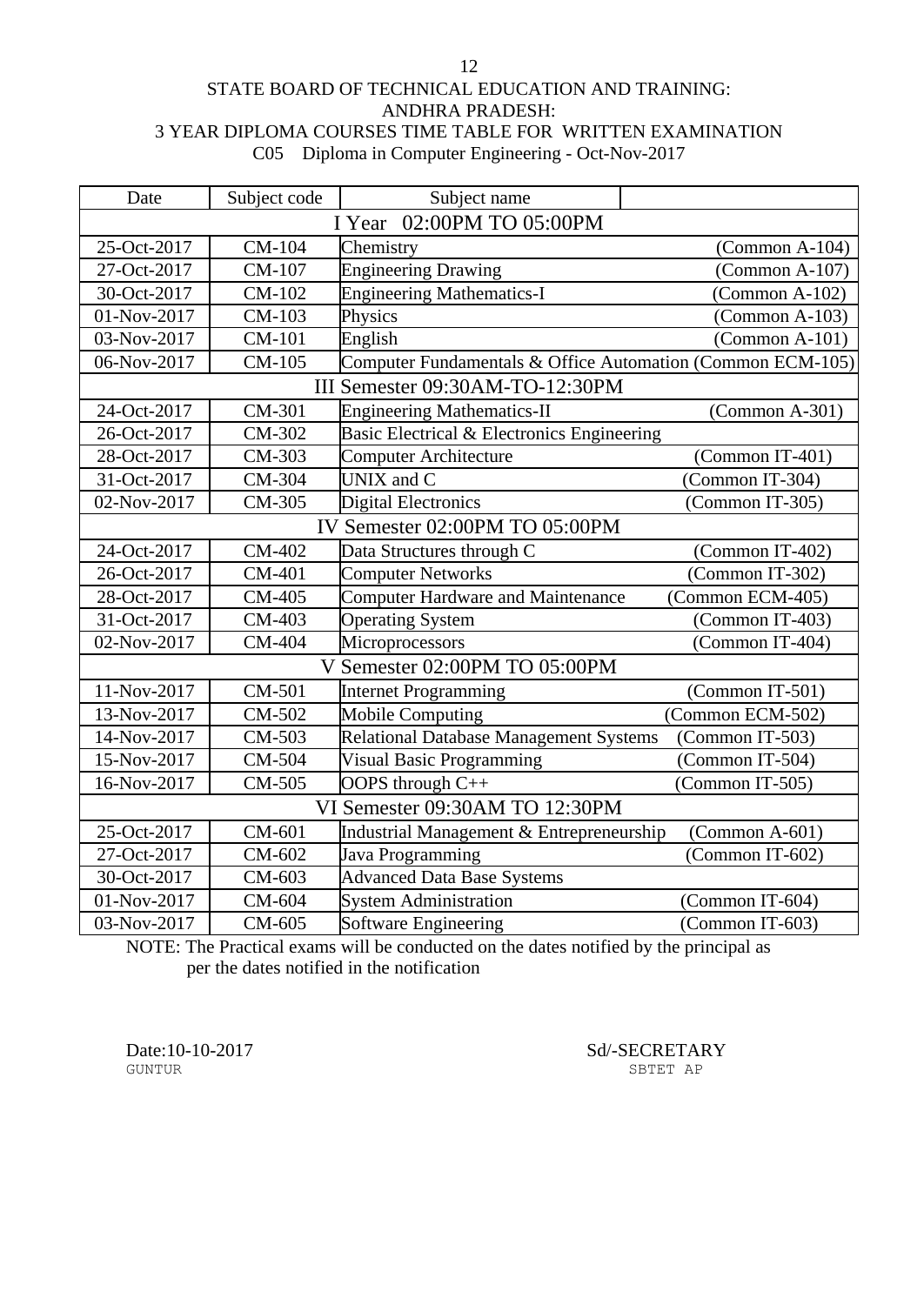STATE BOARD OF TECHNICAL EDUCATION AND TRAINING:
ANDHRA PRADESH:
3 YEAR DIPLOMA COURSES TIME TABLE FOR WRITTEN EXAMINATION
C05 Diploma in Computer Engineering - Oct-Nov-2017

| Date | Subject code | Subject name | |
|---|---|---|---|
| **I Year 02:00PM TO 05:00PM** | | | |
| 25-Oct-2017 | CM-104 | Chemistry | (Common A-104) |
| 27-Oct-2017 | CM-107 | Engineering Drawing | (Common A-107) |
| 30-Oct-2017 | CM-102 | Engineering Mathematics-I | (Common A-102) |
| 01-Nov-2017 | CM-103 | Physics | (Common A-103) |
| 03-Nov-2017 | CM-101 | English | (Common A-101) |
| 06-Nov-2017 | CM-105 | Computer Fundamentals & Office Automation | (Common ECM-105) |
| **III Semester 09:30AM-TO-12:30PM** | | | |
| 24-Oct-2017 | CM-301 | Engineering Mathematics-II | (Common A-301) |
| 26-Oct-2017 | CM-302 | Basic Electrical & Electronics Engineering | |
| 28-Oct-2017 | CM-303 | Computer Architecture | (Common IT-401) |
| 31-Oct-2017 | CM-304 | UNIX and C | (Common IT-304) |
| 02-Nov-2017 | CM-305 | Digital Electronics | (Common IT-305) |
| **IV Semester 02:00PM TO 05:00PM** | | | |
| 24-Oct-2017 | CM-402 | Data Structures through C | (Common IT-402) |
| 26-Oct-2017 | CM-401 | Computer Networks | (Common IT-302) |
| 28-Oct-2017 | CM-405 | Computer Hardware and Maintenance | (Common ECM-405) |
| 31-Oct-2017 | CM-403 | Operating System | (Common IT-403) |
| 02-Nov-2017 | CM-404 | Microprocessors | (Common IT-404) |
| **V Semester 02:00PM TO 05:00PM** | | | |
| 11-Nov-2017 | CM-501 | Internet Programming | (Common IT-501) |
| 13-Nov-2017 | CM-502 | Mobile Computing | (Common ECM-502) |
| 14-Nov-2017 | CM-503 | Relational Database Management Systems | (Common IT-503) |
| 15-Nov-2017 | CM-504 | Visual Basic Programming | (Common IT-504) |
| 16-Nov-2017 | CM-505 | OOPS through C++ | (Common IT-505) |
| **VI Semester 09:30AM TO 12:30PM** | | | |
| 25-Oct-2017 | CM-601 | Industrial Management & Entrepreneurship | (Common A-601) |
| 27-Oct-2017 | CM-602 | Java Programming | (Common IT-602) |
| 30-Oct-2017 | CM-603 | Advanced Data Base Systems | |
| 01-Nov-2017 | CM-604 | System Administration | (Common IT-604) |
| 03-Nov-2017 | CM-605 | Software Engineering | (Common IT-603) |

NOTE: The Practical exams will be conducted on the dates notified by the principal as per the dates notified in the notification

Date:10-10-2017
GUNTUR

Sd/-SECRETARY
SBTET AP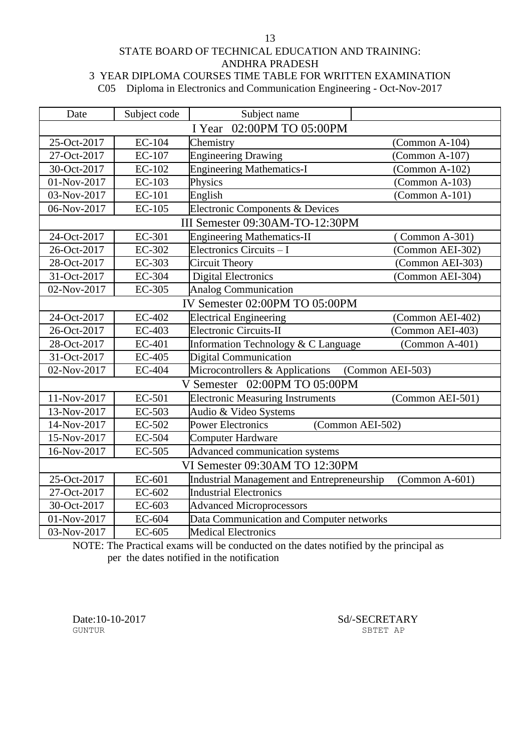STATE BOARD OF TECHNICAL EDUCATION AND TRAINING: ANDHRA PRADESH

3 YEAR DIPLOMA COURSES TIME TABLE FOR WRITTEN EXAMINATION

C05 Diploma in Electronics and Communication Engineering - Oct-Nov-2017

| Date | Subject code | Subject name | |
|---|---|---|---|
| I Year 02:00PM TO 05:00PM | | | |
| 25-Oct-2017 | EC-104 | Chemistry | (Common A-104) |
| 27-Oct-2017 | EC-107 | Engineering Drawing | (Common A-107) |
| 30-Oct-2017 | EC-102 | Engineering Mathematics-I | (Common A-102) |
| 01-Nov-2017 | EC-103 | Physics | (Common A-103) |
| 03-Nov-2017 | EC-101 | English | (Common A-101) |
| 06-Nov-2017 | EC-105 | Electronic Components & Devices | |
| III Semester 09:30AM-TO-12:30PM | | | |
| 24-Oct-2017 | EC-301 | Engineering Mathematics-II | ( Common A-301) |
| 26-Oct-2017 | EC-302 | Electronics Circuits – I | (Common AEI-302) |
| 28-Oct-2017 | EC-303 | Circuit Theory | (Common AEI-303) |
| 31-Oct-2017 | EC-304 | Digital Electronics | (Common AEI-304) |
| 02-Nov-2017 | EC-305 | Analog Communication | |
| IV Semester 02:00PM TO 05:00PM | | | |
| 24-Oct-2017 | EC-402 | Electrical Engineering | (Common AEI-402) |
| 26-Oct-2017 | EC-403 | Electronic Circuits-II | (Common AEI-403) |
| 28-Oct-2017 | EC-401 | Information Technology & C Language | (Common A-401) |
| 31-Oct-2017 | EC-405 | Digital Communication | |
| 02-Nov-2017 | EC-404 | Microcontrollers & Applications (Common AEI-503) | |
| V Semester 02:00PM TO 05:00PM | | | |
| 11-Nov-2017 | EC-501 | Electronic Measuring Instruments | (Common AEI-501) |
| 13-Nov-2017 | EC-503 | Audio & Video Systems | |
| 14-Nov-2017 | EC-502 | Power Electronics (Common AEI-502) | |
| 15-Nov-2017 | EC-504 | Computer Hardware | |
| 16-Nov-2017 | EC-505 | Advanced communication systems | |
| VI Semester 09:30AM TO 12:30PM | | | |
| 25-Oct-2017 | EC-601 | Industrial Management and Entrepreneurship | (Common A-601) |
| 27-Oct-2017 | EC-602 | Industrial Electronics | |
| 30-Oct-2017 | EC-603 | Advanced Microprocessors | |
| 01-Nov-2017 | EC-604 | Data Communication and Computer networks | |
| 03-Nov-2017 | EC-605 | Medical Electronics | |

NOTE: The Practical exams will be conducted on the dates notified by the principal as per the dates notified in the notification

Date:10-10-2017
GUNTUR

Sd/-SECRETARY
SBTET AP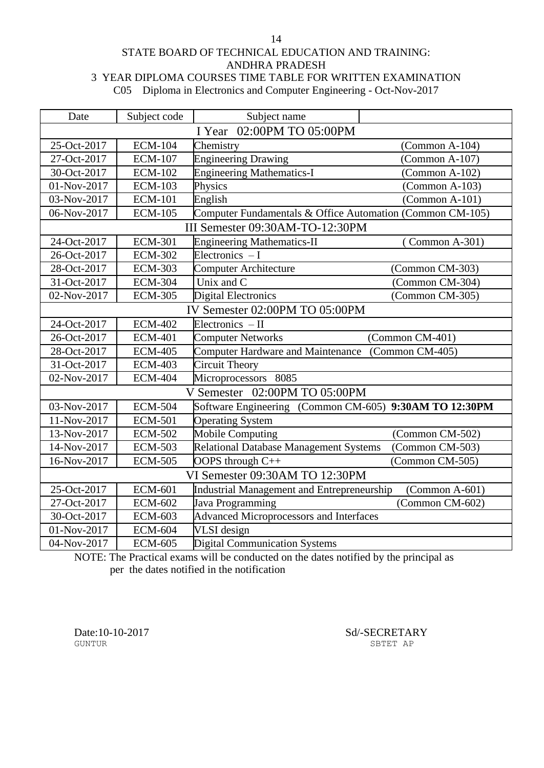STATE BOARD OF TECHNICAL EDUCATION AND TRAINING:
ANDHRA PRADESH
3 YEAR DIPLOMA COURSES TIME TABLE FOR WRITTEN EXAMINATION
C05 Diploma in Electronics and Computer Engineering - Oct-Nov-2017

| Date | Subject code | Subject name | |
|---|---|---|---|
| I Year 02:00PM TO 05:00PM | | | |
| 25-Oct-2017 | ECM-104 | Chemistry | (Common A-104) |
| 27-Oct-2017 | ECM-107 | Engineering Drawing | (Common A-107) |
| 30-Oct-2017 | ECM-102 | Engineering Mathematics-I | (Common A-102) |
| 01-Nov-2017 | ECM-103 | Physics | (Common A-103) |
| 03-Nov-2017 | ECM-101 | English | (Common A-101) |
| 06-Nov-2017 | ECM-105 | Computer Fundamentals & Office Automation | (Common CM-105) |
| III Semester 09:30AM-TO-12:30PM | | | |
| 24-Oct-2017 | ECM-301 | Engineering Mathematics-II | ( Common A-301) |
| 26-Oct-2017 | ECM-302 | Electronics – I | |
| 28-Oct-2017 | ECM-303 | Computer Architecture | (Common CM-303) |
| 31-Oct-2017 | ECM-304 | Unix and C | (Common CM-304) |
| 02-Nov-2017 | ECM-305 | Digital Electronics | (Common CM-305) |
| IV Semester 02:00PM TO 05:00PM | | | |
| 24-Oct-2017 | ECM-402 | Electronics – II | |
| 26-Oct-2017 | ECM-401 | Computer Networks | (Common CM-401) |
| 28-Oct-2017 | ECM-405 | Computer Hardware and Maintenance | (Common CM-405) |
| 31-Oct-2017 | ECM-403 | Circuit Theory | |
| 02-Nov-2017 | ECM-404 | Microprocessors 8085 | |
| V Semester 02:00PM TO 05:00PM | | | |
| 03-Nov-2017 | ECM-504 | Software Engineering (Common CM-605) **9:30AM TO 12:30PM** | |
| 11-Nov-2017 | ECM-501 | Operating System | |
| 13-Nov-2017 | ECM-502 | Mobile Computing | (Common CM-502) |
| 14-Nov-2017 | ECM-503 | Relational Database Management Systems | (Common CM-503) |
| 16-Nov-2017 | ECM-505 | OOPS through C++ | (Common CM-505) |
| VI Semester 09:30AM TO 12:30PM | | | |
| 25-Oct-2017 | ECM-601 | Industrial Management and Entrepreneurship | (Common A-601) |
| 27-Oct-2017 | ECM-602 | Java Programming | (Common CM-602) |
| 30-Oct-2017 | ECM-603 | Advanced Microprocessors and Interfaces | |
| 01-Nov-2017 | ECM-604 | VLSI design | |
| 04-Nov-2017 | ECM-605 | Digital Communication Systems | |

NOTE: The Practical exams will be conducted on the dates notified by the principal as per the dates notified in the notification

Date:10-10-2017
GUNTUR

Sd/-SECRETARY
SBTET AP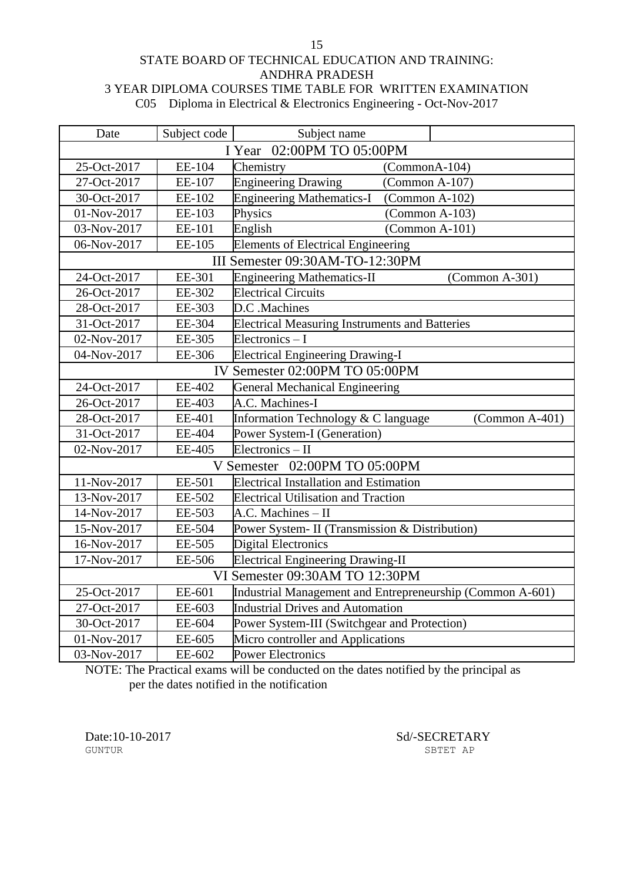STATE BOARD OF TECHNICAL EDUCATION AND TRAINING: ANDHRA PRADESH

3 YEAR DIPLOMA COURSES TIME TABLE FOR WRITTEN EXAMINATION

C05 Diploma in Electrical & Electronics Engineering - Oct-Nov-2017

| Date | Subject code | Subject name | |
|---|---|---|---|
| I Year 02:00PM TO 05:00PM | | | |
| 25-Oct-2017 | EE-104 | Chemistry | (CommonA-104) |
| 27-Oct-2017 | EE-107 | Engineering Drawing | (Common A-107) |
| 30-Oct-2017 | EE-102 | Engineering Mathematics-I | (Common A-102) |
| 01-Nov-2017 | EE-103 | Physics | (Common A-103) |
| 03-Nov-2017 | EE-101 | English | (Common A-101) |
| 06-Nov-2017 | EE-105 | Elements of Electrical Engineering | |
| III Semester 09:30AM-TO-12:30PM | | | |
| 24-Oct-2017 | EE-301 | Engineering Mathematics-II | (Common A-301) |
| 26-Oct-2017 | EE-302 | Electrical Circuits | |
| 28-Oct-2017 | EE-303 | D.C .Machines | |
| 31-Oct-2017 | EE-304 | Electrical Measuring Instruments and Batteries | |
| 02-Nov-2017 | EE-305 | Electronics – I | |
| 04-Nov-2017 | EE-306 | Electrical Engineering Drawing-I | |
| IV Semester 02:00PM TO 05:00PM | | | |
| 24-Oct-2017 | EE-402 | General Mechanical Engineering | |
| 26-Oct-2017 | EE-403 | A.C. Machines-I | |
| 28-Oct-2017 | EE-401 | Information Technology & C language | (Common A-401) |
| 31-Oct-2017 | EE-404 | Power System-I (Generation) | |
| 02-Nov-2017 | EE-405 | Electronics – II | |
| V Semester 02:00PM TO 05:00PM | | | |
| 11-Nov-2017 | EE-501 | Electrical Installation and Estimation | |
| 13-Nov-2017 | EE-502 | Electrical Utilisation and Traction | |
| 14-Nov-2017 | EE-503 | A.C. Machines – II | |
| 15-Nov-2017 | EE-504 | Power System- II (Transmission & Distribution) | |
| 16-Nov-2017 | EE-505 | Digital Electronics | |
| 17-Nov-2017 | EE-506 | Electrical Engineering Drawing-II | |
| VI Semester 09:30AM TO 12:30PM | | | |
| 25-Oct-2017 | EE-601 | Industrial Management and Entrepreneurship (Common A-601) | |
| 27-Oct-2017 | EE-603 | Industrial Drives and Automation | |
| 30-Oct-2017 | EE-604 | Power System-III (Switchgear and Protection) | |
| 01-Nov-2017 | EE-605 | Micro controller and Applications | |
| 03-Nov-2017 | EE-602 | Power Electronics | |

NOTE: The Practical exams will be conducted on the dates notified by the principal as per the dates notified in the notification

Date:10-10-2017
GUNTUR

Sd/-SECRETARY
SBTET AP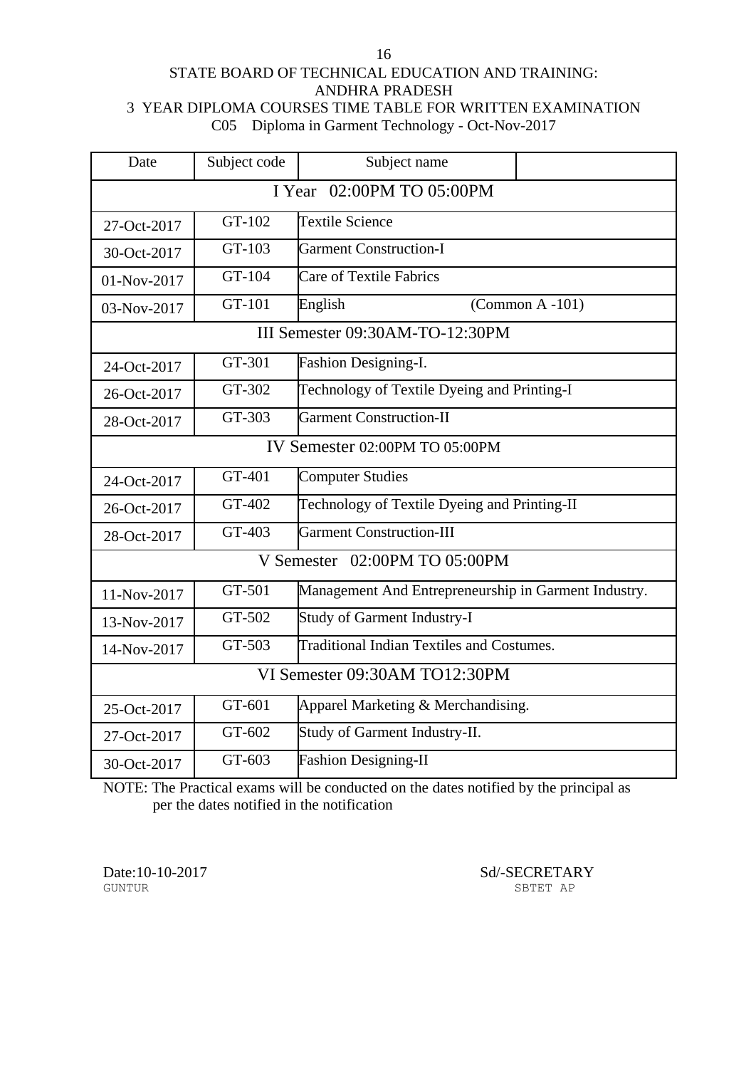STATE BOARD OF TECHNICAL EDUCATION AND TRAINING: ANDHRA PRADESH

3 YEAR DIPLOMA COURSES TIME TABLE FOR WRITTEN EXAMINATION

C05 Diploma in Garment Technology - Oct-Nov-2017

| Date | Subject code | Subject name | |
|---|---|---|---|
| I Year 02:00PM TO 05:00PM | | | |
| 27-Oct-2017 | GT-102 | Textile Science | |
| 30-Oct-2017 | GT-103 | Garment Construction-I | |
| 01-Nov-2017 | GT-104 | Care of Textile Fabrics | |
| 03-Nov-2017 | GT-101 | English | (Common A -101) |
| III Semester 09:30AM-TO-12:30PM | | | |
| 24-Oct-2017 | GT-301 | Fashion Designing-I. | |
| 26-Oct-2017 | GT-302 | Technology of Textile Dyeing and Printing-I | |
| 28-Oct-2017 | GT-303 | Garment Construction-II | |
| IV Semester 02:00PM TO 05:00PM | | | |
| 24-Oct-2017 | GT-401 | Computer Studies | |
| 26-Oct-2017 | GT-402 | Technology of Textile Dyeing and Printing-II | |
| 28-Oct-2017 | GT-403 | Garment Construction-III | |
| V Semester 02:00PM TO 05:00PM | | | |
| 11-Nov-2017 | GT-501 | Management And Entrepreneurship in Garment Industry. | |
| 13-Nov-2017 | GT-502 | Study of Garment Industry-I | |
| 14-Nov-2017 | GT-503 | Traditional Indian Textiles and Costumes. | |
| VI Semester 09:30AM TO12:30PM | | | |
| 25-Oct-2017 | GT-601 | Apparel Marketing & Merchandising. | |
| 27-Oct-2017 | GT-602 | Study of Garment Industry-II. | |
| 30-Oct-2017 | GT-603 | Fashion Designing-II | |

NOTE: The Practical exams will be conducted on the dates notified by the principal as per the dates notified in the notification

Date:10-10-2017
GUNTUR

Sd/-SECRETARY
SBTET AP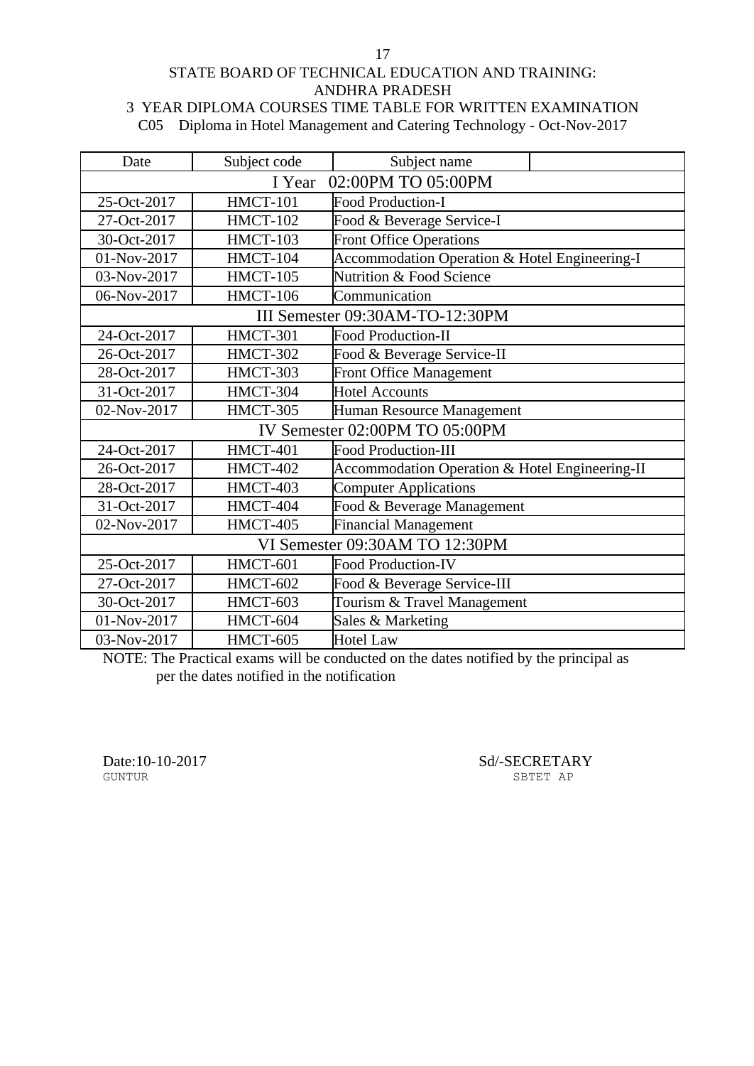STATE BOARD OF TECHNICAL EDUCATION AND TRAINING:
ANDHRA PRADESH

3 YEAR DIPLOMA COURSES TIME TABLE FOR WRITTEN EXAMINATION

C05 Diploma in Hotel Management and Catering Technology - Oct-Nov-2017

| Date | Subject code | Subject name |
|---|---|---|
| **I Year 02:00PM TO 05:00PM** | | |
| 25-Oct-2017 | HMCT-101 | Food Production-I |
| 27-Oct-2017 | HMCT-102 | Food & Beverage Service-I |
| 30-Oct-2017 | HMCT-103 | Front Office Operations |
| 01-Nov-2017 | HMCT-104 | Accommodation Operation & Hotel Engineering-I |
| 03-Nov-2017 | HMCT-105 | Nutrition & Food Science |
| 06-Nov-2017 | HMCT-106 | Communication |
| **III Semester 09:30AM-TO-12:30PM** | | |
| 24-Oct-2017 | HMCT-301 | Food Production-II |
| 26-Oct-2017 | HMCT-302 | Food & Beverage Service-II |
| 28-Oct-2017 | HMCT-303 | Front Office Management |
| 31-Oct-2017 | HMCT-304 | Hotel Accounts |
| 02-Nov-2017 | HMCT-305 | Human Resource Management |
| **IV Semester 02:00PM TO 05:00PM** | | |
| 24-Oct-2017 | HMCT-401 | Food Production-III |
| 26-Oct-2017 | HMCT-402 | Accommodation Operation & Hotel Engineering-II |
| 28-Oct-2017 | HMCT-403 | Computer Applications |
| 31-Oct-2017 | HMCT-404 | Food & Beverage Management |
| 02-Nov-2017 | HMCT-405 | Financial Management |
| **VI Semester 09:30AM TO 12:30PM** | | |
| 25-Oct-2017 | HMCT-601 | Food Production-IV |
| 27-Oct-2017 | HMCT-602 | Food & Beverage Service-III |
| 30-Oct-2017 | HMCT-603 | Tourism & Travel Management |
| 01-Nov-2017 | HMCT-604 | Sales & Marketing |
| 03-Nov-2017 | HMCT-605 | Hotel Law |

NOTE: The Practical exams will be conducted on the dates notified by the principal as per the dates notified in the notification

Date:10-10-2017
GUNTUR

Sd/-SECRETARY
SBTET AP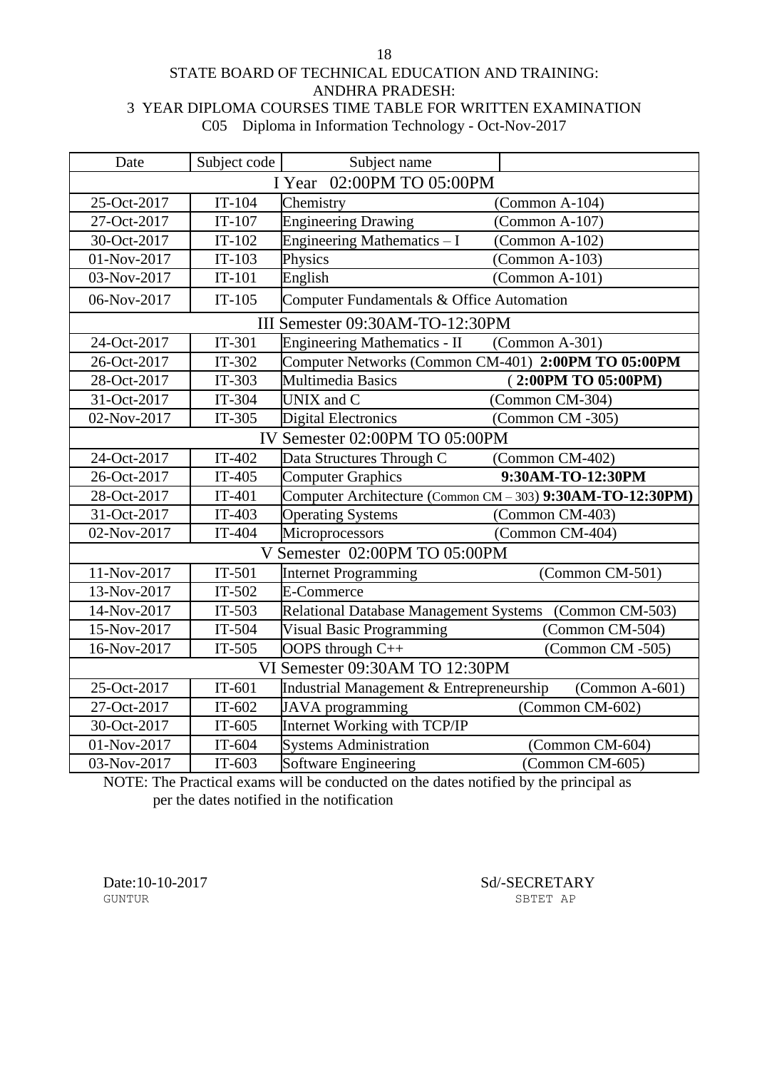STATE BOARD OF TECHNICAL EDUCATION AND TRAINING:
ANDHRA PRADESH:
3 YEAR DIPLOMA COURSES TIME TABLE FOR WRITTEN EXAMINATION
C05 Diploma in Information Technology - Oct-Nov-2017

| Date | Subject code | Subject name | |
|---|---|---|---|
| I Year 02:00PM TO 05:00PM | | | |
| 25-Oct-2017 | IT-104 | Chemistry | (Common A-104) |
| 27-Oct-2017 | IT-107 | Engineering Drawing | (Common A-107) |
| 30-Oct-2017 | IT-102 | Engineering Mathematics – I | (Common A-102) |
| 01-Nov-2017 | IT-103 | Physics | (Common A-103) |
| 03-Nov-2017 | IT-101 | English | (Common A-101) |
| 06-Nov-2017 | IT-105 | Computer Fundamentals & Office Automation | |
| III Semester 09:30AM-TO-12:30PM | | | |
| 24-Oct-2017 | IT-301 | Engineering Mathematics - II | (Common A-301) |
| 26-Oct-2017 | IT-302 | Computer Networks (Common CM-401) | **2:00PM TO 05:00PM** |
| 28-Oct-2017 | IT-303 | Multimedia Basics | (**2:00PM TO 05:00PM)** |
| 31-Oct-2017 | IT-304 | UNIX and C | (Common CM-304) |
| 02-Nov-2017 | IT-305 | Digital Electronics | (Common CM -305) |
| IV Semester 02:00PM TO 05:00PM | | | |
| 24-Oct-2017 | IT-402 | Data Structures Through C | (Common CM-402) |
| 26-Oct-2017 | IT-405 | Computer Graphics | **9:30AM-TO-12:30PM** |
| 28-Oct-2017 | IT-401 | Computer Architecture (Common CM – 303) | **9:30AM-TO-12:30PM)** |
| 31-Oct-2017 | IT-403 | Operating Systems | (Common CM-403) |
| 02-Nov-2017 | IT-404 | Microprocessors | (Common CM-404) |
| V Semester 02:00PM TO 05:00PM | | | |
| 11-Nov-2017 | IT-501 | Internet Programming | (Common CM-501) |
| 13-Nov-2017 | IT-502 | E-Commerce | |
| 14-Nov-2017 | IT-503 | Relational Database Management Systems | (Common CM-503) |
| 15-Nov-2017 | IT-504 | Visual Basic Programming | (Common CM-504) |
| 16-Nov-2017 | IT-505 | OOPS through C++ | (Common CM -505) |
| VI Semester 09:30AM TO 12:30PM | | | |
| 25-Oct-2017 | IT-601 | Industrial Management & Entrepreneurship | (Common A-601) |
| 27-Oct-2017 | IT-602 | JAVA programming | (Common CM-602) |
| 30-Oct-2017 | IT-605 | Internet Working with TCP/IP | |
| 01-Nov-2017 | IT-604 | Systems Administration | (Common CM-604) |
| 03-Nov-2017 | IT-603 | Software Engineering | (Common CM-605) |

NOTE: The Practical exams will be conducted on the dates notified by the principal as per the dates notified in the notification

Date:10-10-2017
GUNTUR

Sd/-SECRETARY
SBTET AP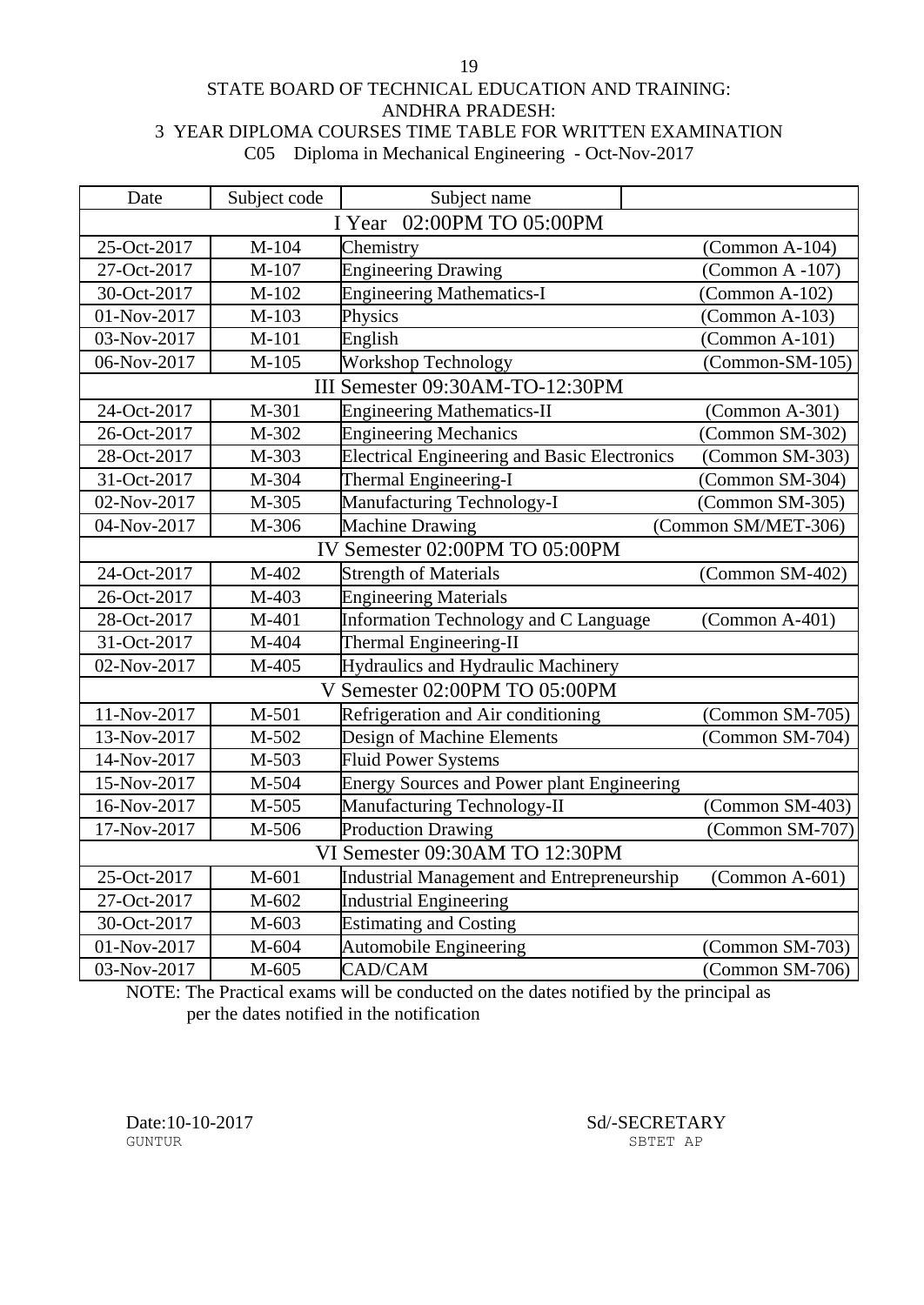STATE BOARD OF TECHNICAL EDUCATION AND TRAINING:
ANDHRA PRADESH:
3 YEAR DIPLOMA COURSES TIME TABLE FOR WRITTEN EXAMINATION
C05 Diploma in Mechanical Engineering - Oct-Nov-2017

| Date | Subject code | Subject name | |
|---|---|---|---|
| **I Year 02:00PM TO 05:00PM** | | | |
| 25-Oct-2017 | M-104 | Chemistry | (Common A-104) |
| 27-Oct-2017 | M-107 | Engineering Drawing | (Common A -107) |
| 30-Oct-2017 | M-102 | Engineering Mathematics-I | (Common A-102) |
| 01-Nov-2017 | M-103 | Physics | (Common A-103) |
| 03-Nov-2017 | M-101 | English | (Common A-101) |
| 06-Nov-2017 | M-105 | Workshop Technology | (Common-SM-105) |
| **III Semester 09:30AM-TO-12:30PM** | | | |
| 24-Oct-2017 | M-301 | Engineering Mathematics-II | (Common A-301) |
| 26-Oct-2017 | M-302 | Engineering Mechanics | (Common SM-302) |
| 28-Oct-2017 | M-303 | Electrical Engineering and Basic Electronics | (Common SM-303) |
| 31-Oct-2017 | M-304 | Thermal Engineering-I | (Common SM-304) |
| 02-Nov-2017 | M-305 | Manufacturing Technology-I | (Common SM-305) |
| 04-Nov-2017 | M-306 | Machine Drawing | (Common SM/MET-306) |
| **IV Semester 02:00PM TO 05:00PM** | | | |
| 24-Oct-2017 | M-402 | Strength of Materials | (Common SM-402) |
| 26-Oct-2017 | M-403 | Engineering Materials | |
| 28-Oct-2017 | M-401 | Information Technology and C Language | (Common A-401) |
| 31-Oct-2017 | M-404 | Thermal Engineering-II | |
| 02-Nov-2017 | M-405 | Hydraulics and Hydraulic Machinery | |
| **V Semester 02:00PM TO 05:00PM** | | | |
| 11-Nov-2017 | M-501 | Refrigeration and Air conditioning | (Common SM-705) |
| 13-Nov-2017 | M-502 | Design of Machine Elements | (Common SM-704) |
| 14-Nov-2017 | M-503 | Fluid Power Systems | |
| 15-Nov-2017 | M-504 | Energy Sources and Power plant Engineering | |
| 16-Nov-2017 | M-505 | Manufacturing Technology-II | (Common SM-403) |
| 17-Nov-2017 | M-506 | Production Drawing | (Common SM-707) |
| **VI Semester 09:30AM TO 12:30PM** | | | |
| 25-Oct-2017 | M-601 | Industrial Management and Entrepreneurship | (Common A-601) |
| 27-Oct-2017 | M-602 | Industrial Engineering | |
| 30-Oct-2017 | M-603 | Estimating and Costing | |
| 01-Nov-2017 | M-604 | Automobile Engineering | (Common SM-703) |
| 03-Nov-2017 | M-605 | CAD/CAM | (Common SM-706) |

NOTE: The Practical exams will be conducted on the dates notified by the principal as per the dates notified in the notification

Date:10-10-2017
GUNTUR

Sd/-SECRETARY
SBTET AP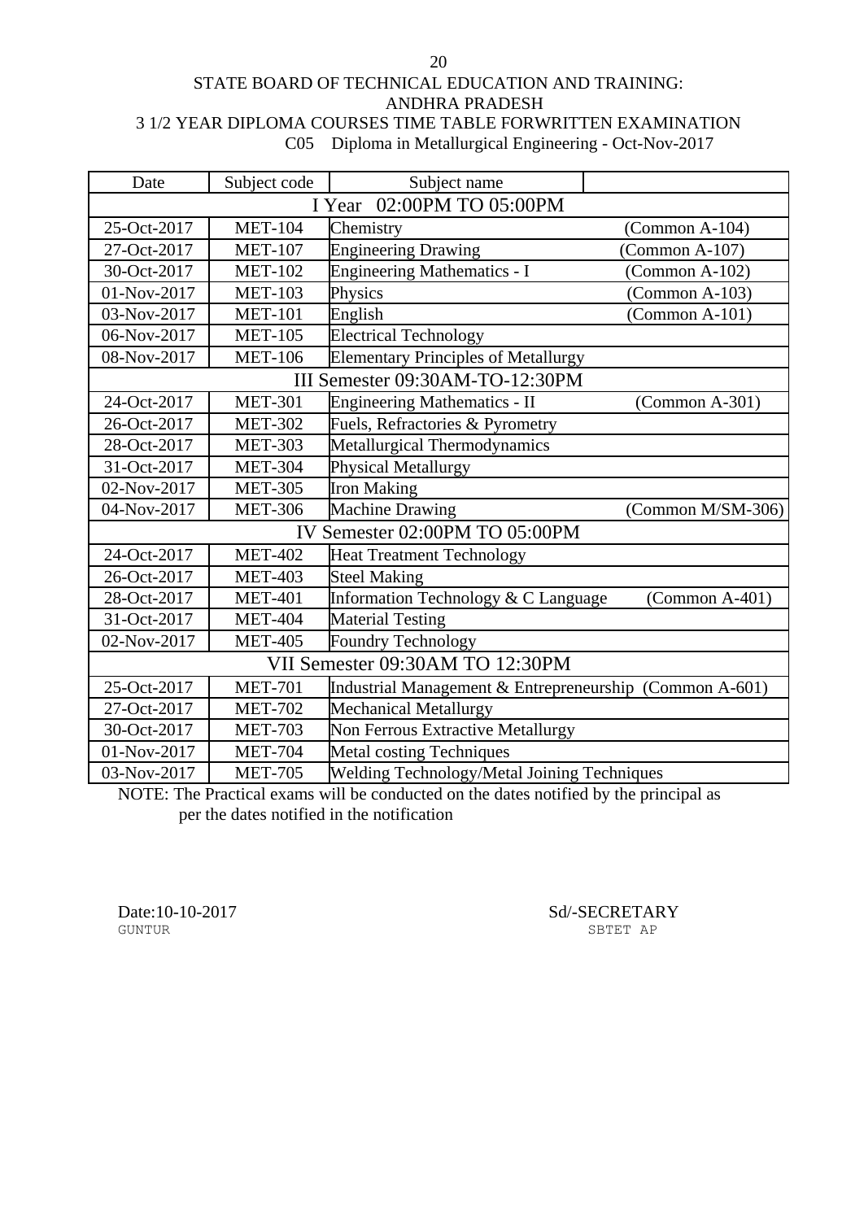STATE BOARD OF TECHNICAL EDUCATION AND TRAINING:
ANDHRA PRADESH
3 1/2 YEAR DIPLOMA COURSES TIME TABLE FORWRITTEN EXAMINATION
C05 Diploma in Metallurgical Engineering - Oct-Nov-2017

| Date | Subject code | Subject name | |
|---|---|---|---|
| **I Year 02:00PM TO 05:00PM** | | | |
| 25-Oct-2017 | MET-104 | Chemistry | (Common A-104) |
| 27-Oct-2017 | MET-107 | Engineering Drawing | (Common A-107) |
| 30-Oct-2017 | MET-102 | Engineering Mathematics - I | (Common A-102) |
| 01-Nov-2017 | MET-103 | Physics | (Common A-103) |
| 03-Nov-2017 | MET-101 | English | (Common A-101) |
| 06-Nov-2017 | MET-105 | Electrical Technology | |
| 08-Nov-2017 | MET-106 | Elementary Principles of Metallurgy | |
| **III Semester 09:30AM-TO-12:30PM** | | | |
| 24-Oct-2017 | MET-301 | Engineering Mathematics - II | (Common A-301) |
| 26-Oct-2017 | MET-302 | Fuels, Refractories & Pyrometry | |
| 28-Oct-2017 | MET-303 | Metallurgical Thermodynamics | |
| 31-Oct-2017 | MET-304 | Physical Metallurgy | |
| 02-Nov-2017 | MET-305 | Iron Making | |
| 04-Nov-2017 | MET-306 | Machine Drawing | (Common M/SM-306) |
| **IV Semester 02:00PM TO 05:00PM** | | | |
| 24-Oct-2017 | MET-402 | Heat Treatment Technology | |
| 26-Oct-2017 | MET-403 | Steel Making | |
| 28-Oct-2017 | MET-401 | Information Technology & C Language | (Common A-401) |
| 31-Oct-2017 | MET-404 | Material Testing | |
| 02-Nov-2017 | MET-405 | Foundry Technology | |
| **VII Semester 09:30AM TO 12:30PM** | | | |
| 25-Oct-2017 | MET-701 | Industrial Management & Entrepreneurship | (Common A-601) |
| 27-Oct-2017 | MET-702 | Mechanical Metallurgy | |
| 30-Oct-2017 | MET-703 | Non Ferrous Extractive Metallurgy | |
| 01-Nov-2017 | MET-704 | Metal costing Techniques | |
| 03-Nov-2017 | MET-705 | Welding Technology/Metal Joining Techniques | |

NOTE: The Practical exams will be conducted on the dates notified by the principal as per the dates notified in the notification

Date:10-10-2017
GUNTUR

Sd/-SECRETARY
SBTET AP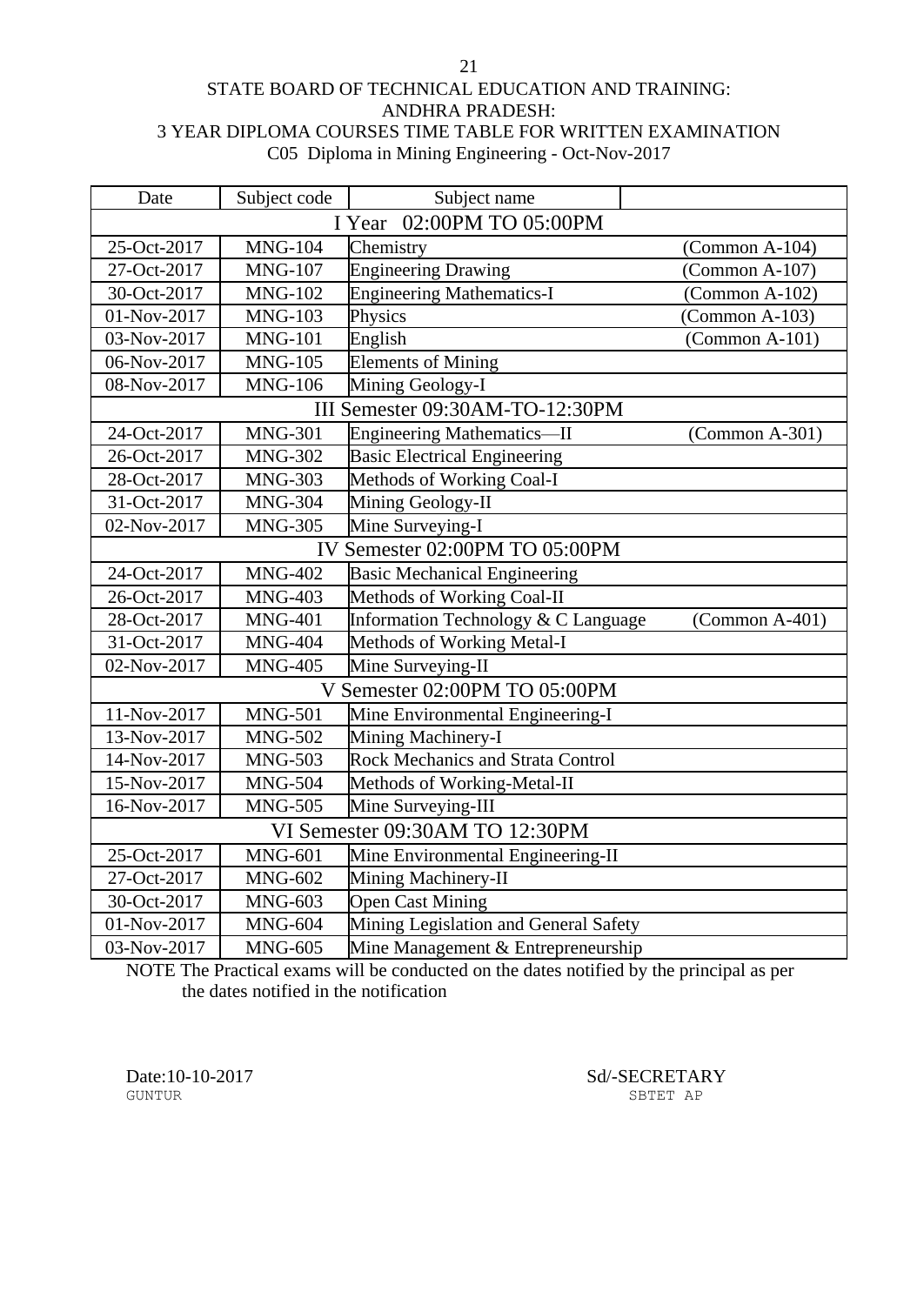STATE BOARD OF TECHNICAL EDUCATION AND TRAINING:
ANDHRA PRADESH:
3 YEAR DIPLOMA COURSES TIME TABLE FOR WRITTEN EXAMINATION
C05 Diploma in Mining Engineering - Oct-Nov-2017

| Date | Subject code | Subject name | |
|---|---|---|---|
| I Year 02:00PM TO 05:00PM | | | |
| 25-Oct-2017 | MNG-104 | Chemistry | (Common A-104) |
| 27-Oct-2017 | MNG-107 | Engineering Drawing | (Common A-107) |
| 30-Oct-2017 | MNG-102 | Engineering Mathematics-I | (Common A-102) |
| 01-Nov-2017 | MNG-103 | Physics | (Common A-103) |
| 03-Nov-2017 | MNG-101 | English | (Common A-101) |
| 06-Nov-2017 | MNG-105 | Elements of Mining | |
| 08-Nov-2017 | MNG-106 | Mining Geology-I | |
| III Semester 09:30AM-TO-12:30PM | | | |
| 24-Oct-2017 | MNG-301 | Engineering Mathematics—II | (Common A-301) |
| 26-Oct-2017 | MNG-302 | Basic Electrical Engineering | |
| 28-Oct-2017 | MNG-303 | Methods of Working Coal-I | |
| 31-Oct-2017 | MNG-304 | Mining Geology-II | |
| 02-Nov-2017 | MNG-305 | Mine Surveying-I | |
| IV Semester 02:00PM TO 05:00PM | | | |
| 24-Oct-2017 | MNG-402 | Basic Mechanical Engineering | |
| 26-Oct-2017 | MNG-403 | Methods of Working Coal-II | |
| 28-Oct-2017 | MNG-401 | Information Technology & C Language | (Common A-401) |
| 31-Oct-2017 | MNG-404 | Methods of Working Metal-I | |
| 02-Nov-2017 | MNG-405 | Mine Surveying-II | |
| V Semester 02:00PM TO 05:00PM | | | |
| 11-Nov-2017 | MNG-501 | Mine Environmental Engineering-I | |
| 13-Nov-2017 | MNG-502 | Mining Machinery-I | |
| 14-Nov-2017 | MNG-503 | Rock Mechanics and Strata Control | |
| 15-Nov-2017 | MNG-504 | Methods of Working-Metal-II | |
| 16-Nov-2017 | MNG-505 | Mine Surveying-III | |
| VI Semester 09:30AM TO 12:30PM | | | |
| 25-Oct-2017 | MNG-601 | Mine Environmental Engineering-II | |
| 27-Oct-2017 | MNG-602 | Mining Machinery-II | |
| 30-Oct-2017 | MNG-603 | Open Cast Mining | |
| 01-Nov-2017 | MNG-604 | Mining Legislation and General Safety | |
| 03-Nov-2017 | MNG-605 | Mine Management & Entrepreneurship | |

NOTE The Practical exams will be conducted on the dates notified by the principal as per the dates notified in the notification

Date:10-10-2017
GUNTUR

Sd/-SECRETARY
SBTET AP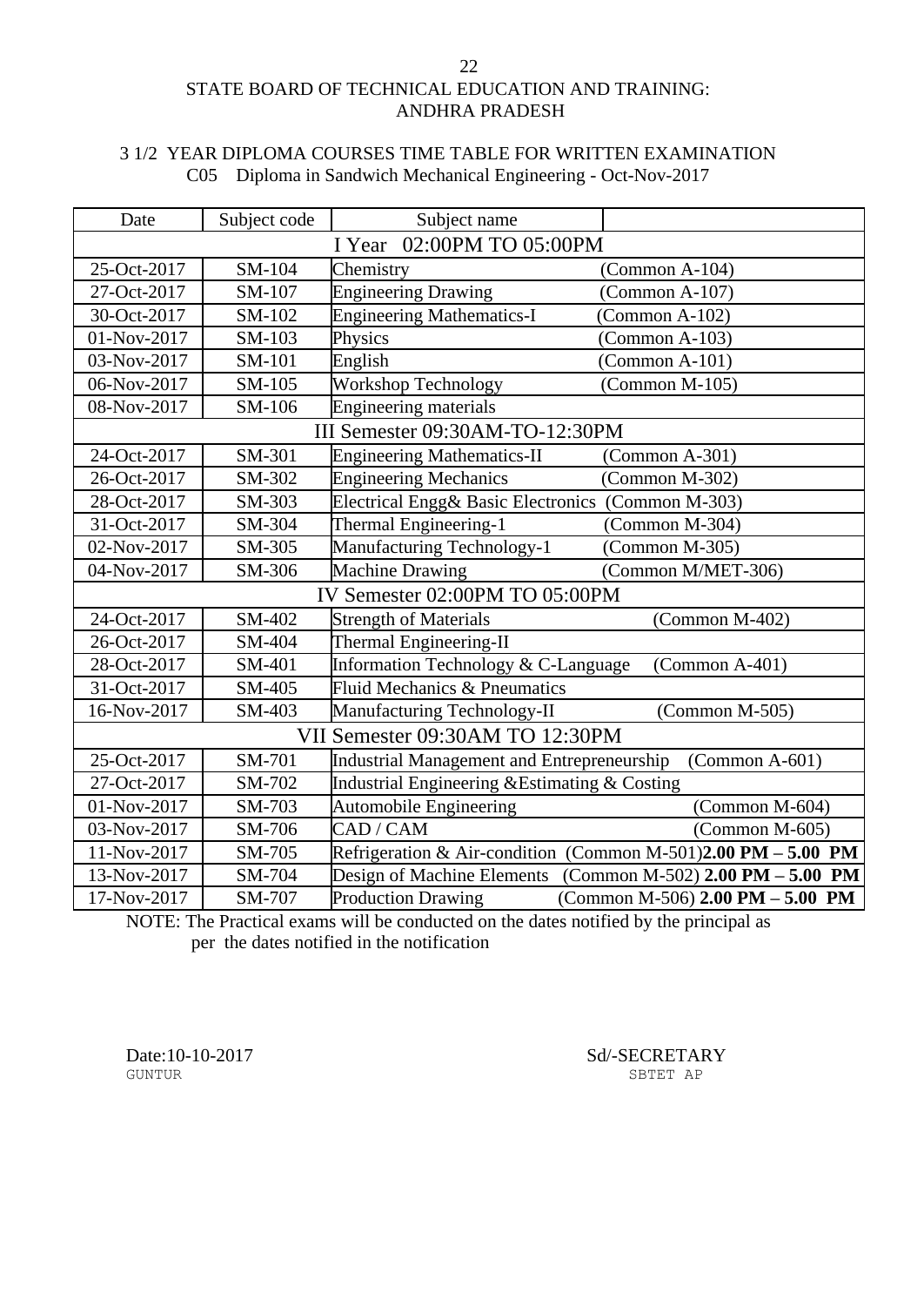STATE BOARD OF TECHNICAL EDUCATION AND TRAINING: ANDHRA PRADESH

3 1/2 YEAR DIPLOMA COURSES TIME TABLE FOR WRITTEN EXAMINATION
C05 Diploma in Sandwich Mechanical Engineering - Oct-Nov-2017

| Date | Subject code | Subject name | |
|---|---|---|---|
| I Year 02:00PM TO 05:00PM | | | |
| 25-Oct-2017 | SM-104 | Chemistry | (Common A-104) |
| 27-Oct-2017 | SM-107 | Engineering Drawing | (Common A-107) |
| 30-Oct-2017 | SM-102 | Engineering Mathematics-I | (Common A-102) |
| 01-Nov-2017 | SM-103 | Physics | (Common A-103) |
| 03-Nov-2017 | SM-101 | English | (Common A-101) |
| 06-Nov-2017 | SM-105 | Workshop Technology | (Common M-105) |
| 08-Nov-2017 | SM-106 | Engineering materials | |
| III Semester 09:30AM-TO-12:30PM | | | |
| 24-Oct-2017 | SM-301 | Engineering Mathematics-II | (Common A-301) |
| 26-Oct-2017 | SM-302 | Engineering Mechanics | (Common M-302) |
| 28-Oct-2017 | SM-303 | Electrical Engg& Basic Electronics | (Common M-303) |
| 31-Oct-2017 | SM-304 | Thermal Engineering-1 | (Common M-304) |
| 02-Nov-2017 | SM-305 | Manufacturing Technology-1 | (Common M-305) |
| 04-Nov-2017 | SM-306 | Machine Drawing | (Common M/MET-306) |
| IV Semester 02:00PM TO 05:00PM | | | |
| 24-Oct-2017 | SM-402 | Strength of Materials | (Common M-402) |
| 26-Oct-2017 | SM-404 | Thermal Engineering-II | |
| 28-Oct-2017 | SM-401 | Information Technology & C-Language | (Common A-401) |
| 31-Oct-2017 | SM-405 | Fluid Mechanics & Pneumatics | |
| 16-Nov-2017 | SM-403 | Manufacturing Technology-II | (Common M-505) |
| VII Semester 09:30AM TO 12:30PM | | | |
| 25-Oct-2017 | SM-701 | Industrial Management and Entrepreneurship | (Common A-601) |
| 27-Oct-2017 | SM-702 | Industrial Engineering &Estimating & Costing | |
| 01-Nov-2017 | SM-703 | Automobile Engineering | (Common M-604) |
| 03-Nov-2017 | SM-706 | CAD / CAM | (Common M-605) |
| 11-Nov-2017 | SM-705 | Refrigeration & Air-condition | (Common M-501) **2.00 PM – 5.00 PM** |
| 13-Nov-2017 | SM-704 | Design of Machine Elements | (Common M-502) **2.00 PM – 5.00 PM** |
| 17-Nov-2017 | SM-707 | Production Drawing | (Common M-506) **2.00 PM – 5.00 PM** |

NOTE: The Practical exams will be conducted on the dates notified by the principal as per the dates notified in the notification

Date:10-10-2017
GUNTUR

Sd/-SECRETARY
SBTET AP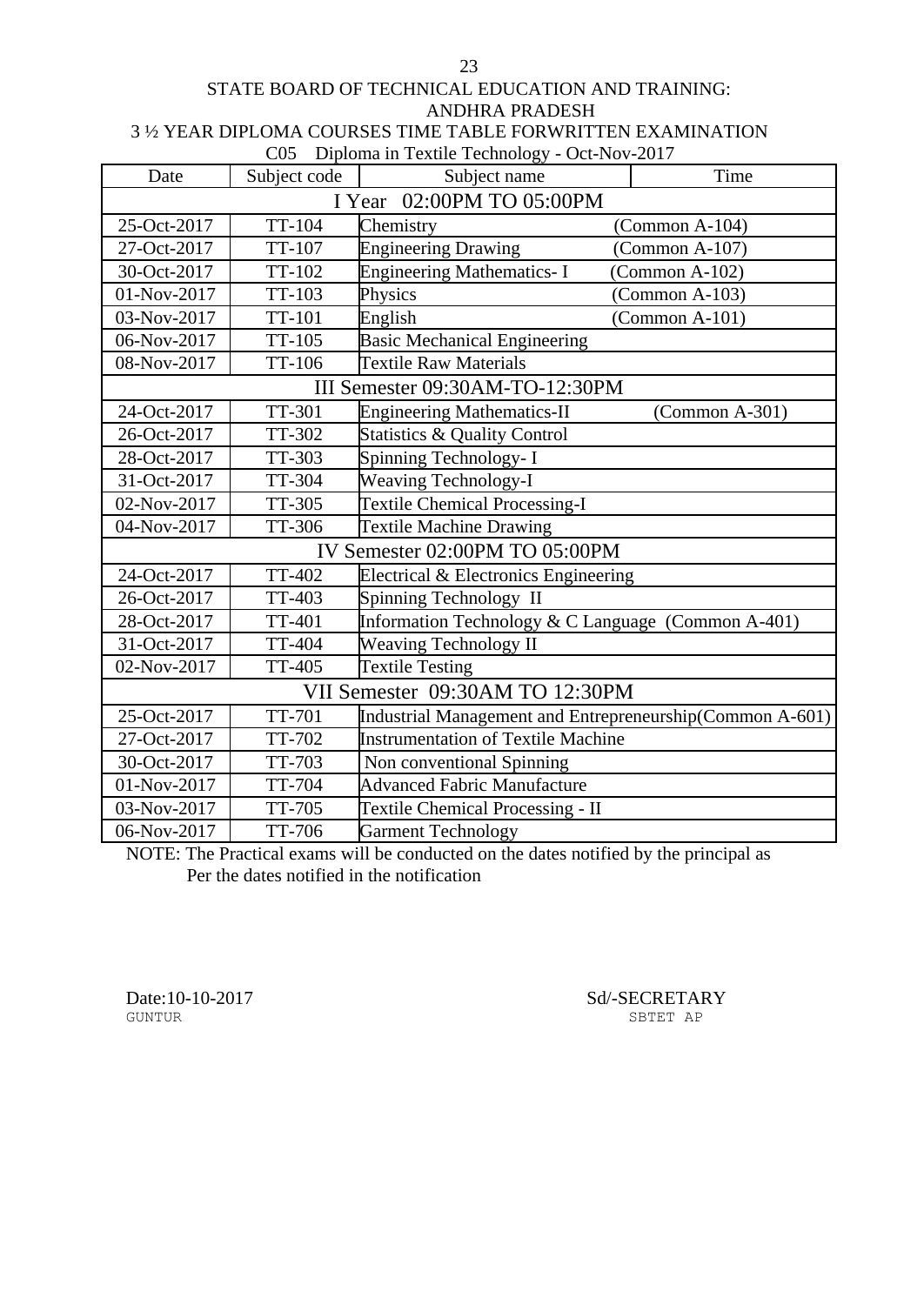STATE BOARD OF TECHNICAL EDUCATION AND TRAINING:
ANDHRA PRADESH

3 ½ YEAR DIPLOMA COURSES TIME TABLE FORWRITTEN EXAMINATION

C05 Diploma in Textile Technology - Oct-Nov-2017

| Date | Subject code | Subject name | Time |
|---|---|---|---|
| I Year 02:00PM TO 05:00PM | | | |
| 25-Oct-2017 | TT-104 | Chemistry | (Common A-104) |
| 27-Oct-2017 | TT-107 | Engineering Drawing | (Common A-107) |
| 30-Oct-2017 | TT-102 | Engineering Mathematics- I | (Common A-102) |
| 01-Nov-2017 | TT-103 | Physics | (Common A-103) |
| 03-Nov-2017 | TT-101 | English | (Common A-101) |
| 06-Nov-2017 | TT-105 | Basic Mechanical Engineering | |
| 08-Nov-2017 | TT-106 | Textile Raw Materials | |
| III Semester 09:30AM-TO-12:30PM | | | |
| 24-Oct-2017 | TT-301 | Engineering Mathematics-II | (Common A-301) |
| 26-Oct-2017 | TT-302 | Statistics & Quality Control | |
| 28-Oct-2017 | TT-303 | Spinning Technology- I | |
| 31-Oct-2017 | TT-304 | Weaving Technology-I | |
| 02-Nov-2017 | TT-305 | Textile Chemical Processing-I | |
| 04-Nov-2017 | TT-306 | Textile Machine Drawing | |
| IV Semester 02:00PM TO 05:00PM | | | |
| 24-Oct-2017 | TT-402 | Electrical & Electronics Engineering | |
| 26-Oct-2017 | TT-403 | Spinning Technology II | |
| 28-Oct-2017 | TT-401 | Information Technology & C Language (Common A-401) | |
| 31-Oct-2017 | TT-404 | Weaving Technology II | |
| 02-Nov-2017 | TT-405 | Textile Testing | |
| VII Semester 09:30AM TO 12:30PM | | | |
| 25-Oct-2017 | TT-701 | Industrial Management and Entrepreneurship(Common A-601) | |
| 27-Oct-2017 | TT-702 | Instrumentation of Textile Machine | |
| 30-Oct-2017 | TT-703 | Non conventional Spinning | |
| 01-Nov-2017 | TT-704 | Advanced Fabric Manufacture | |
| 03-Nov-2017 | TT-705 | Textile Chemical Processing - II | |
| 06-Nov-2017 | TT-706 | Garment Technology | |

NOTE: The Practical exams will be conducted on the dates notified by the principal as Per the dates notified in the notification

Date:10-10-2017
GUNTUR

Sd/-SECRETARY
SBTET AP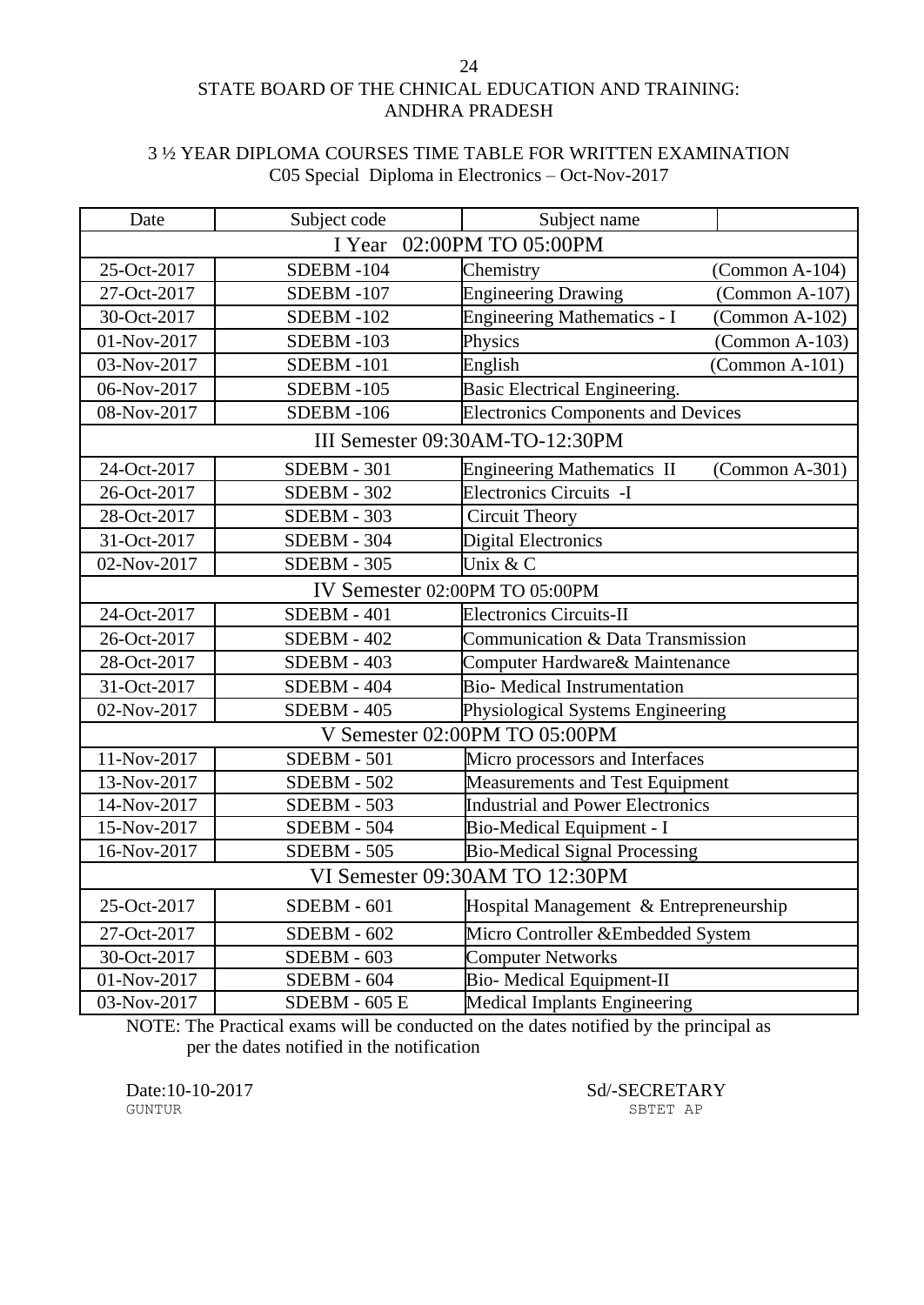STATE BOARD OF THE CHNICAL EDUCATION AND TRAINING:
ANDHRA PRADESH

3 ½ YEAR DIPLOMA COURSES TIME TABLE FOR WRITTEN EXAMINATION
C05 Special Diploma in Electronics – Oct-Nov-2017

| Date | Subject code | Subject name | |
|---|---|---|---|
| I Year 02:00PM TO 05:00PM | | | |
| 25-Oct-2017 | SDEBM -104 | Chemistry | (Common A-104) |
| 27-Oct-2017 | SDEBM -107 | Engineering Drawing | (Common A-107) |
| 30-Oct-2017 | SDEBM -102 | Engineering Mathematics - I | (Common A-102) |
| 01-Nov-2017 | SDEBM -103 | Physics | (Common A-103) |
| 03-Nov-2017 | SDEBM -101 | English | (Common A-101) |
| 06-Nov-2017 | SDEBM -105 | Basic Electrical Engineering. | |
| 08-Nov-2017 | SDEBM -106 | Electronics Components and Devices | |
| III Semester 09:30AM-TO-12:30PM | | | |
| 24-Oct-2017 | SDEBM - 301 | Engineering Mathematics II | (Common A-301) |
| 26-Oct-2017 | SDEBM - 302 | Electronics Circuits -I | |
| 28-Oct-2017 | SDEBM - 303 | Circuit Theory | |
| 31-Oct-2017 | SDEBM - 304 | Digital Electronics | |
| 02-Nov-2017 | SDEBM - 305 | Unix & C | |
| IV Semester 02:00PM TO 05:00PM | | | |
| 24-Oct-2017 | SDEBM - 401 | Electronics Circuits-II | |
| 26-Oct-2017 | SDEBM - 402 | Communication & Data Transmission | |
| 28-Oct-2017 | SDEBM - 403 | Computer Hardware& Maintenance | |
| 31-Oct-2017 | SDEBM - 404 | Bio- Medical Instrumentation | |
| 02-Nov-2017 | SDEBM - 405 | Physiological Systems Engineering | |
| V Semester 02:00PM TO 05:00PM | | | |
| 11-Nov-2017 | SDEBM - 501 | Micro processors and Interfaces | |
| 13-Nov-2017 | SDEBM - 502 | Measurements and Test Equipment | |
| 14-Nov-2017 | SDEBM - 503 | Industrial and Power Electronics | |
| 15-Nov-2017 | SDEBM - 504 | Bio-Medical Equipment - I | |
| 16-Nov-2017 | SDEBM - 505 | Bio-Medical Signal Processing | |
| VI Semester 09:30AM TO 12:30PM | | | |
| 25-Oct-2017 | SDEBM - 601 | Hospital Management & Entrepreneurship | |
| 27-Oct-2017 | SDEBM - 602 | Micro Controller &Embedded System | |
| 30-Oct-2017 | SDEBM - 603 | Computer Networks | |
| 01-Nov-2017 | SDEBM - 604 | Bio- Medical Equipment-II | |
| 03-Nov-2017 | SDEBM - 605 E | Medical Implants Engineering | |

NOTE: The Practical exams will be conducted on the dates notified by the principal as per the dates notified in the notification

Date:10-10-2017
GUNTUR

Sd/-SECRETARY
SBTET AP